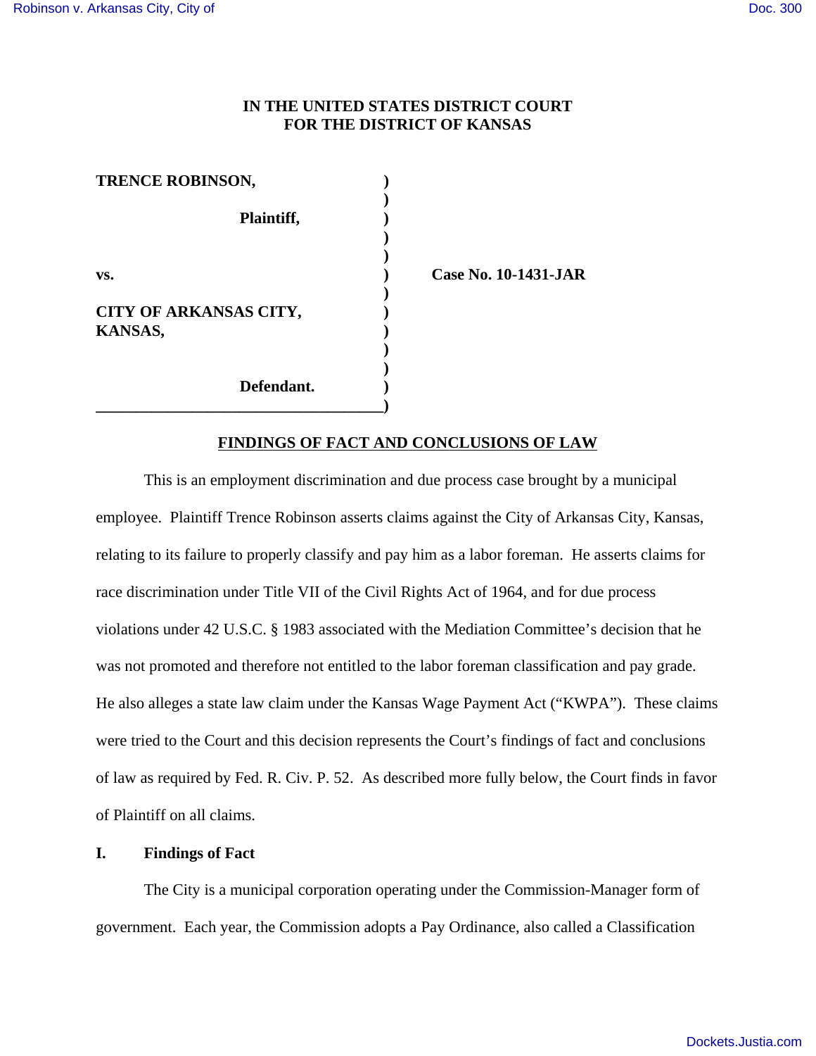**IN THE UNITED STATES DISTRICT COURT**
**FOR THE DISTRICT OF KANSAS**

| | | |
|---|---|---|
| **TRENCE ROBINSON,** | ) | |
| | ) | |
| **Plaintiff,** | ) | |
| | ) | |
| **vs.** | ) | **Case No. 10-1431-JAR** |
| | ) | |
| **CITY OF ARKANSAS CITY, KANSAS,** | ) | |
| | ) | |
| **Defendant.** | ) | |

## FINDINGS OF FACT AND CONCLUSIONS OF LAW

This is an employment discrimination and due process case brought by a municipal employee. Plaintiff Trence Robinson asserts claims against the City of Arkansas City, Kansas, relating to its failure to properly classify and pay him as a labor foreman. He asserts claims for race discrimination under Title VII of the Civil Rights Act of 1964, and for due process violations under 42 U.S.C. § 1983 associated with the Mediation Committee's decision that he was not promoted and therefore not entitled to the labor foreman classification and pay grade. He also alleges a state law claim under the Kansas Wage Payment Act ("KWPA"). These claims were tried to the Court and this decision represents the Court's findings of fact and conclusions of law as required by Fed. R. Civ. P. 52. As described more fully below, the Court finds in favor of Plaintiff on all claims.

## I. Findings of Fact

The City is a municipal corporation operating under the Commission-Manager form of government. Each year, the Commission adopts a Pay Ordinance, also called a Classification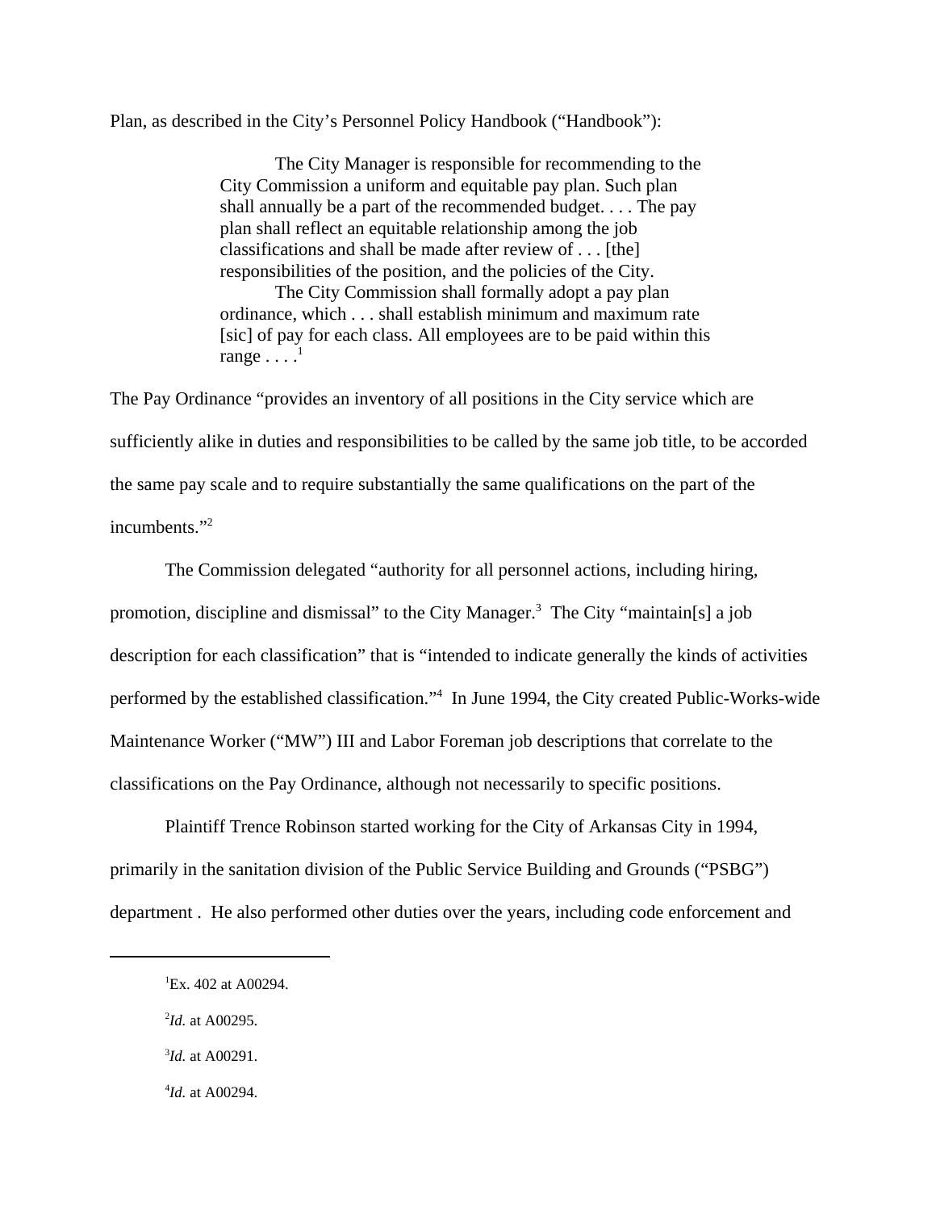Plan, as described in the City's Personnel Policy Handbook ("Handbook"):

> The City Manager is responsible for recommending to the City Commission a uniform and equitable pay plan. Such plan shall annually be a part of the recommended budget. . . . The pay plan shall reflect an equitable relationship among the job classifications and shall be made after review of . . . [the] responsibilities of the position, and the policies of the City.
>
> The City Commission shall formally adopt a pay plan ordinance, which . . . shall establish minimum and maximum rate [sic] of pay for each class. All employees are to be paid within this range . . . .[1]

The Pay Ordinance "provides an inventory of all positions in the City service which are sufficiently alike in duties and responsibilities to be called by the same job title, to be accorded the same pay scale and to require substantially the same qualifications on the part of the incumbents."[2]

The Commission delegated "authority for all personnel actions, including hiring, promotion, discipline and dismissal" to the City Manager.[3] The City "maintain[s] a job description for each classification" that is "intended to indicate generally the kinds of activities performed by the established classification."[4] In June 1994, the City created Public-Works-wide Maintenance Worker ("MW") III and Labor Foreman job descriptions that correlate to the classifications on the Pay Ordinance, although not necessarily to specific positions.

Plaintiff Trence Robinson started working for the City of Arkansas City in 1994, primarily in the sanitation division of the Public Service Building and Grounds ("PSBG") department . He also performed other duties over the years, including code enforcement and

---

[1] Ex. 402 at A00294.

[2] *Id.* at A00295.

[3] *Id.* at A00291.

[4] *Id.* at A00294.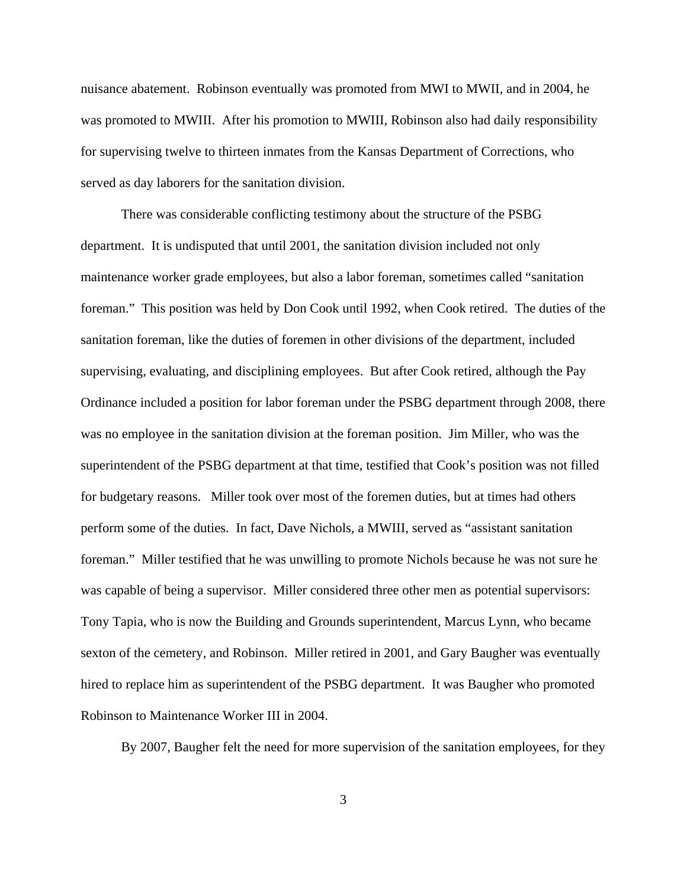nuisance abatement. Robinson eventually was promoted from MWI to MWII, and in 2004, he was promoted to MWIII. After his promotion to MWIII, Robinson also had daily responsibility for supervising twelve to thirteen inmates from the Kansas Department of Corrections, who served as day laborers for the sanitation division.

There was considerable conflicting testimony about the structure of the PSBG department. It is undisputed that until 2001, the sanitation division included not only maintenance worker grade employees, but also a labor foreman, sometimes called "sanitation foreman." This position was held by Don Cook until 1992, when Cook retired. The duties of the sanitation foreman, like the duties of foremen in other divisions of the department, included supervising, evaluating, and disciplining employees. But after Cook retired, although the Pay Ordinance included a position for labor foreman under the PSBG department through 2008, there was no employee in the sanitation division at the foreman position. Jim Miller, who was the superintendent of the PSBG department at that time, testified that Cook's position was not filled for budgetary reasons. Miller took over most of the foremen duties, but at times had others perform some of the duties. In fact, Dave Nichols, a MWIII, served as "assistant sanitation foreman." Miller testified that he was unwilling to promote Nichols because he was not sure he was capable of being a supervisor. Miller considered three other men as potential supervisors: Tony Tapia, who is now the Building and Grounds superintendent, Marcus Lynn, who became sexton of the cemetery, and Robinson. Miller retired in 2001, and Gary Baugher was eventually hired to replace him as superintendent of the PSBG department. It was Baugher who promoted Robinson to Maintenance Worker III in 2004.

By 2007, Baugher felt the need for more supervision of the sanitation employees, for they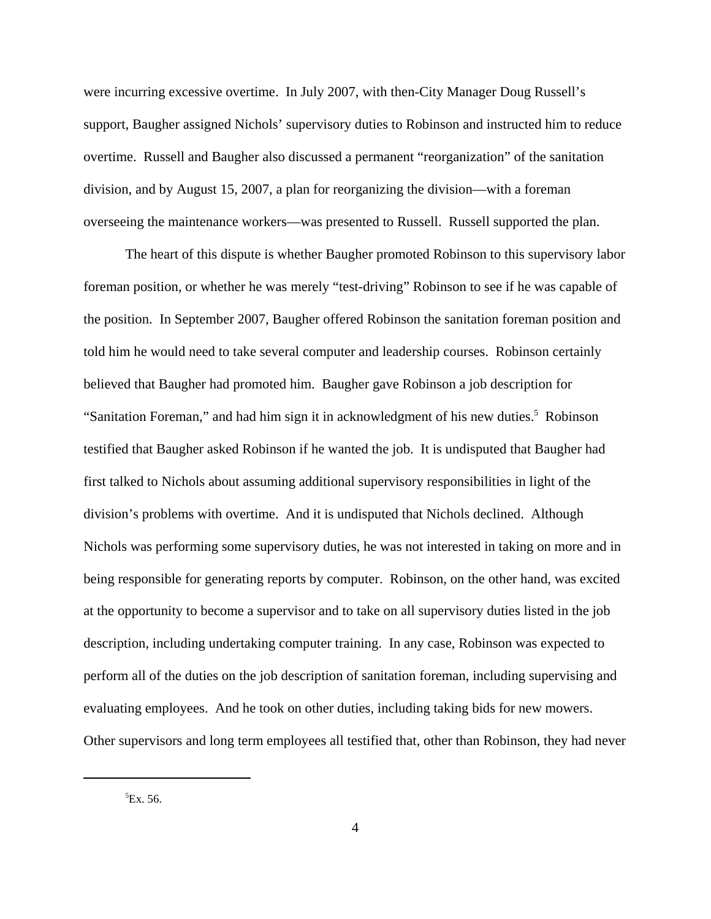were incurring excessive overtime. In July 2007, with then-City Manager Doug Russell's support, Baugher assigned Nichols' supervisory duties to Robinson and instructed him to reduce overtime. Russell and Baugher also discussed a permanent "reorganization" of the sanitation division, and by August 15, 2007, a plan for reorganizing the division—with a foreman overseeing the maintenance workers—was presented to Russell. Russell supported the plan.

The heart of this dispute is whether Baugher promoted Robinson to this supervisory labor foreman position, or whether he was merely "test-driving" Robinson to see if he was capable of the position. In September 2007, Baugher offered Robinson the sanitation foreman position and told him he would need to take several computer and leadership courses. Robinson certainly believed that Baugher had promoted him. Baugher gave Robinson a job description for "Sanitation Foreman," and had him sign it in acknowledgment of his new duties.[5] Robinson testified that Baugher asked Robinson if he wanted the job. It is undisputed that Baugher had first talked to Nichols about assuming additional supervisory responsibilities in light of the division's problems with overtime. And it is undisputed that Nichols declined. Although Nichols was performing some supervisory duties, he was not interested in taking on more and in being responsible for generating reports by computer. Robinson, on the other hand, was excited at the opportunity to become a supervisor and to take on all supervisory duties listed in the job description, including undertaking computer training. In any case, Robinson was expected to perform all of the duties on the job description of sanitation foreman, including supervising and evaluating employees. And he took on other duties, including taking bids for new mowers. Other supervisors and long term employees all testified that, other than Robinson, they had never

[5] Ex. 56.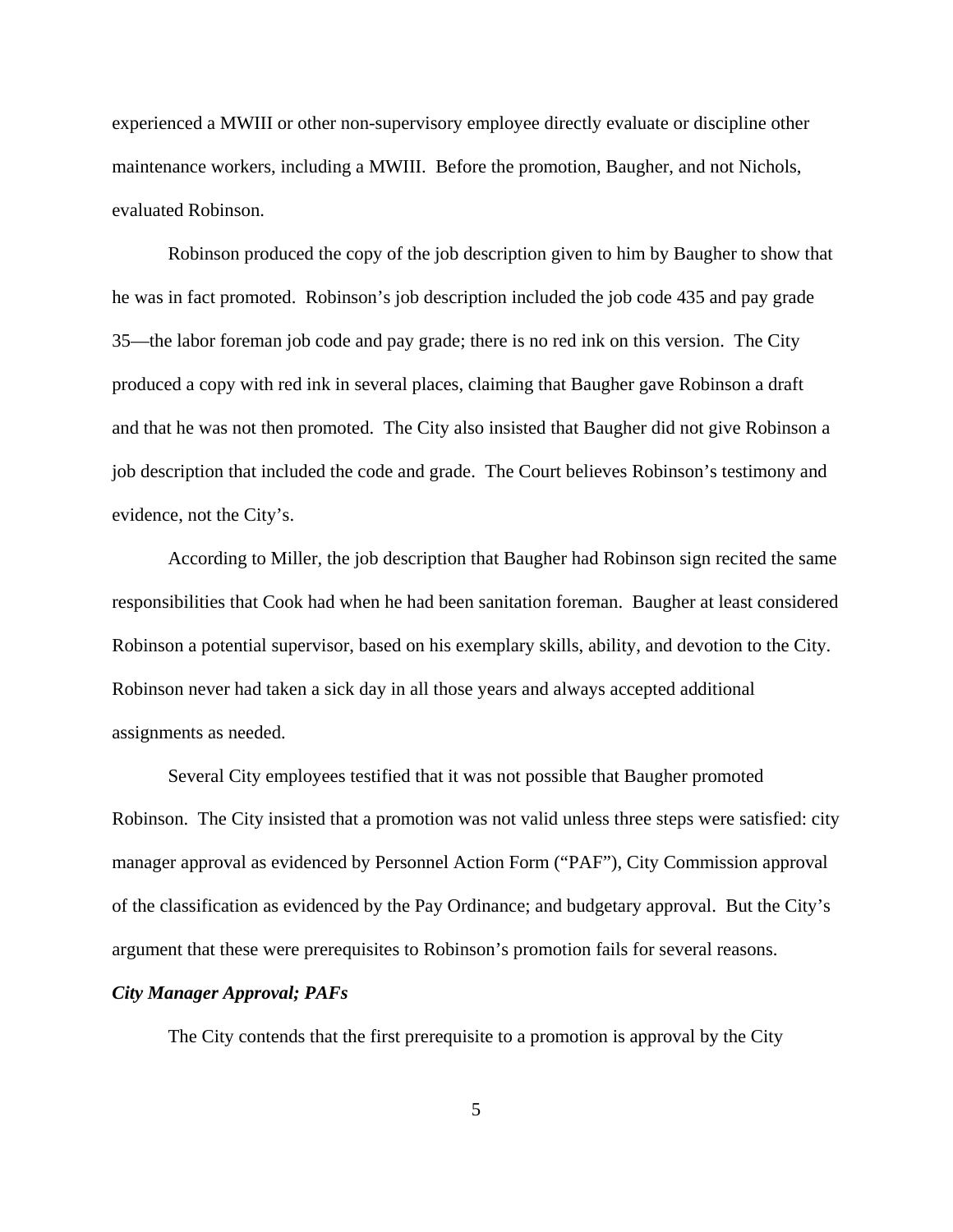experienced a MWIII or other non-supervisory employee directly evaluate or discipline other maintenance workers, including a MWIII. Before the promotion, Baugher, and not Nichols, evaluated Robinson.

Robinson produced the copy of the job description given to him by Baugher to show that he was in fact promoted. Robinson's job description included the job code 435 and pay grade 35—the labor foreman job code and pay grade; there is no red ink on this version. The City produced a copy with red ink in several places, claiming that Baugher gave Robinson a draft and that he was not then promoted. The City also insisted that Baugher did not give Robinson a job description that included the code and grade. The Court believes Robinson's testimony and evidence, not the City's.

According to Miller, the job description that Baugher had Robinson sign recited the same responsibilities that Cook had when he had been sanitation foreman. Baugher at least considered Robinson a potential supervisor, based on his exemplary skills, ability, and devotion to the City. Robinson never had taken a sick day in all those years and always accepted additional assignments as needed.

Several City employees testified that it was not possible that Baugher promoted Robinson. The City insisted that a promotion was not valid unless three steps were satisfied: city manager approval as evidenced by Personnel Action Form ("PAF"), City Commission approval of the classification as evidenced by the Pay Ordinance; and budgetary approval. But the City's argument that these were prerequisites to Robinson's promotion fails for several reasons.

***City Manager Approval; PAFs***

The City contends that the first prerequisite to a promotion is approval by the City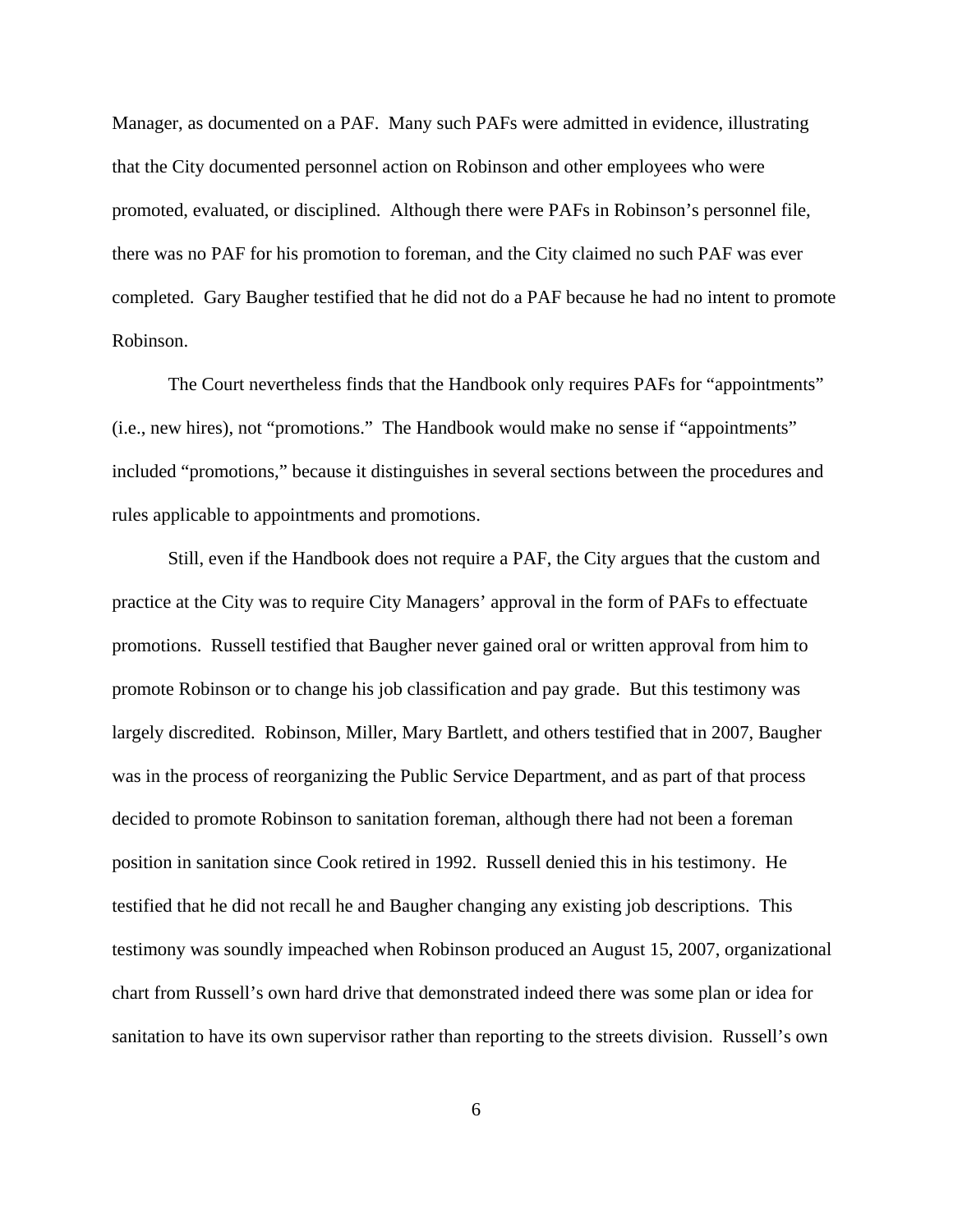Manager, as documented on a PAF. Many such PAFs were admitted in evidence, illustrating that the City documented personnel action on Robinson and other employees who were promoted, evaluated, or disciplined. Although there were PAFs in Robinson's personnel file, there was no PAF for his promotion to foreman, and the City claimed no such PAF was ever completed. Gary Baugher testified that he did not do a PAF because he had no intent to promote Robinson.

The Court nevertheless finds that the Handbook only requires PAFs for "appointments" (i.e., new hires), not "promotions." The Handbook would make no sense if "appointments" included "promotions," because it distinguishes in several sections between the procedures and rules applicable to appointments and promotions.

Still, even if the Handbook does not require a PAF, the City argues that the custom and practice at the City was to require City Managers' approval in the form of PAFs to effectuate promotions. Russell testified that Baugher never gained oral or written approval from him to promote Robinson or to change his job classification and pay grade. But this testimony was largely discredited. Robinson, Miller, Mary Bartlett, and others testified that in 2007, Baugher was in the process of reorganizing the Public Service Department, and as part of that process decided to promote Robinson to sanitation foreman, although there had not been a foreman position in sanitation since Cook retired in 1992. Russell denied this in his testimony. He testified that he did not recall he and Baugher changing any existing job descriptions. This testimony was soundly impeached when Robinson produced an August 15, 2007, organizational chart from Russell's own hard drive that demonstrated indeed there was some plan or idea for sanitation to have its own supervisor rather than reporting to the streets division. Russell's own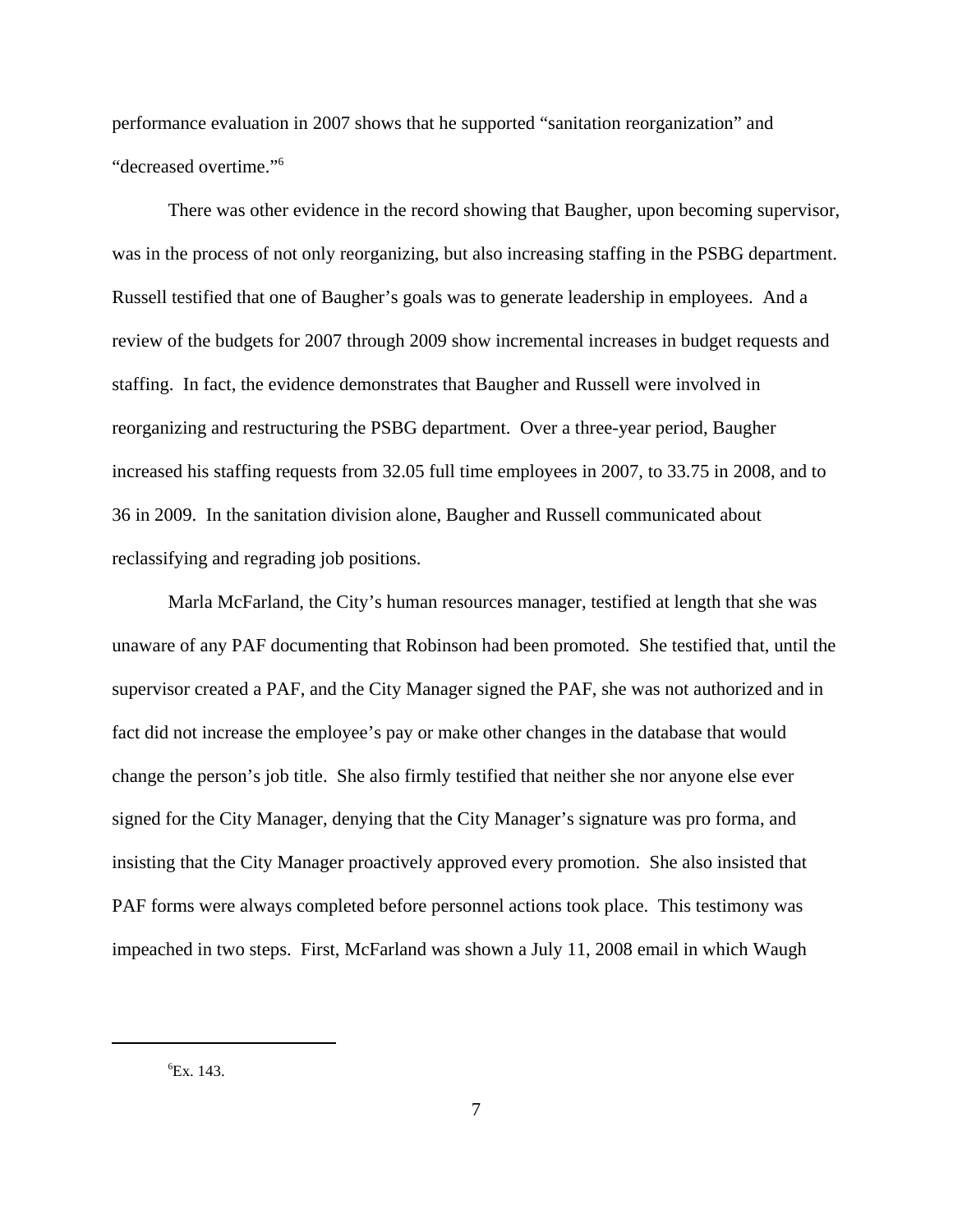performance evaluation in 2007 shows that he supported "sanitation reorganization" and "decreased overtime."[6]

There was other evidence in the record showing that Baugher, upon becoming supervisor, was in the process of not only reorganizing, but also increasing staffing in the PSBG department. Russell testified that one of Baugher's goals was to generate leadership in employees. And a review of the budgets for 2007 through 2009 show incremental increases in budget requests and staffing. In fact, the evidence demonstrates that Baugher and Russell were involved in reorganizing and restructuring the PSBG department. Over a three-year period, Baugher increased his staffing requests from 32.05 full time employees in 2007, to 33.75 in 2008, and to 36 in 2009. In the sanitation division alone, Baugher and Russell communicated about reclassifying and regrading job positions.

Marla McFarland, the City's human resources manager, testified at length that she was unaware of any PAF documenting that Robinson had been promoted. She testified that, until the supervisor created a PAF, and the City Manager signed the PAF, she was not authorized and in fact did not increase the employee's pay or make other changes in the database that would change the person's job title. She also firmly testified that neither she nor anyone else ever signed for the City Manager, denying that the City Manager's signature was pro forma, and insisting that the City Manager proactively approved every promotion. She also insisted that PAF forms were always completed before personnel actions took place. This testimony was impeached in two steps. First, McFarland was shown a July 11, 2008 email in which Waugh

[6] Ex. 143.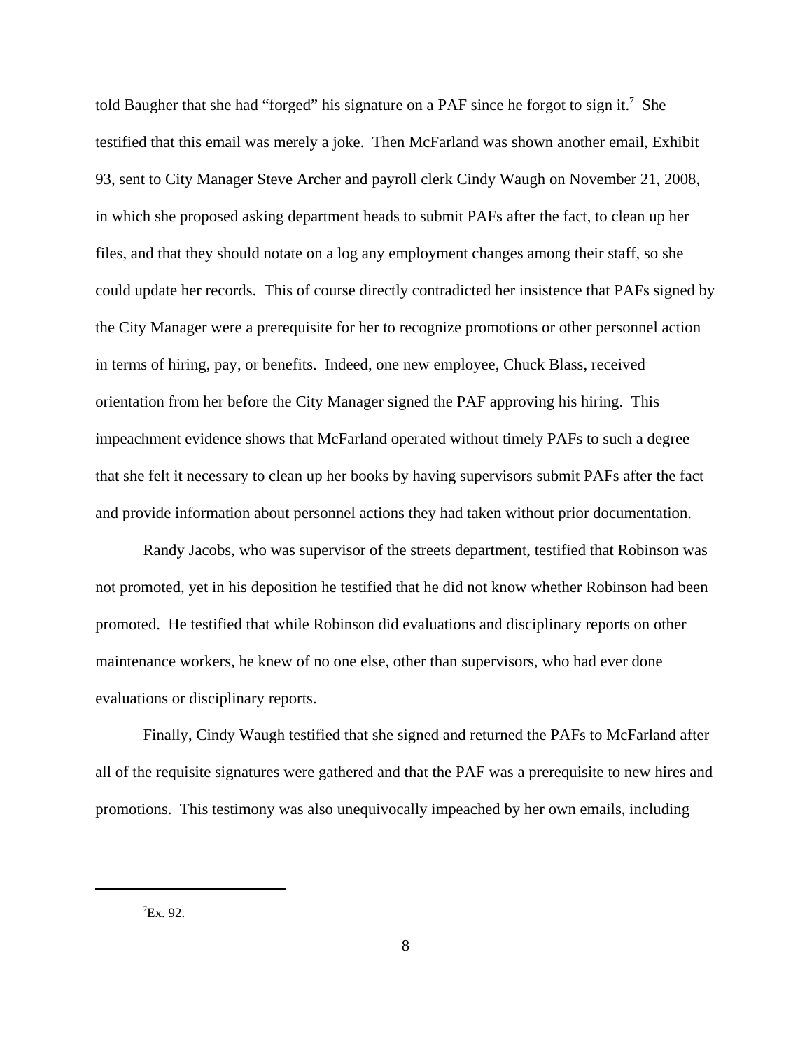told Baugher that she had "forged" his signature on a PAF since he forgot to sign it.[7] She testified that this email was merely a joke. Then McFarland was shown another email, Exhibit 93, sent to City Manager Steve Archer and payroll clerk Cindy Waugh on November 21, 2008, in which she proposed asking department heads to submit PAFs after the fact, to clean up her files, and that they should notate on a log any employment changes among their staff, so she could update her records. This of course directly contradicted her insistence that PAFs signed by the City Manager were a prerequisite for her to recognize promotions or other personnel action in terms of hiring, pay, or benefits. Indeed, one new employee, Chuck Blass, received orientation from her before the City Manager signed the PAF approving his hiring. This impeachment evidence shows that McFarland operated without timely PAFs to such a degree that she felt it necessary to clean up her books by having supervisors submit PAFs after the fact and provide information about personnel actions they had taken without prior documentation.

Randy Jacobs, who was supervisor of the streets department, testified that Robinson was not promoted, yet in his deposition he testified that he did not know whether Robinson had been promoted. He testified that while Robinson did evaluations and disciplinary reports on other maintenance workers, he knew of no one else, other than supervisors, who had ever done evaluations or disciplinary reports.

Finally, Cindy Waugh testified that she signed and returned the PAFs to McFarland after all of the requisite signatures were gathered and that the PAF was a prerequisite to new hires and promotions. This testimony was also unequivocally impeached by her own emails, including

---

[7] Ex. 92.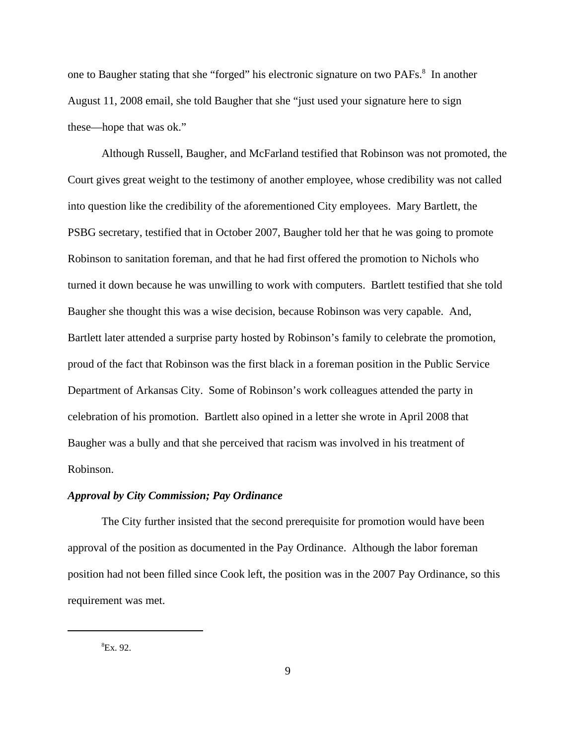one to Baugher stating that she "forged" his electronic signature on two PAFs.[8] In another August 11, 2008 email, she told Baugher that she "just used your signature here to sign these—hope that was ok."

Although Russell, Baugher, and McFarland testified that Robinson was not promoted, the Court gives great weight to the testimony of another employee, whose credibility was not called into question like the credibility of the aforementioned City employees. Mary Bartlett, the PSBG secretary, testified that in October 2007, Baugher told her that he was going to promote Robinson to sanitation foreman, and that he had first offered the promotion to Nichols who turned it down because he was unwilling to work with computers. Bartlett testified that she told Baugher she thought this was a wise decision, because Robinson was very capable. And, Bartlett later attended a surprise party hosted by Robinson's family to celebrate the promotion, proud of the fact that Robinson was the first black in a foreman position in the Public Service Department of Arkansas City. Some of Robinson's work colleagues attended the party in celebration of his promotion. Bartlett also opined in a letter she wrote in April 2008 that Baugher was a bully and that she perceived that racism was involved in his treatment of Robinson.

***Approval by City Commission; Pay Ordinance***

The City further insisted that the second prerequisite for promotion would have been approval of the position as documented in the Pay Ordinance. Although the labor foreman position had not been filled since Cook left, the position was in the 2007 Pay Ordinance, so this requirement was met.

[8]Ex. 92.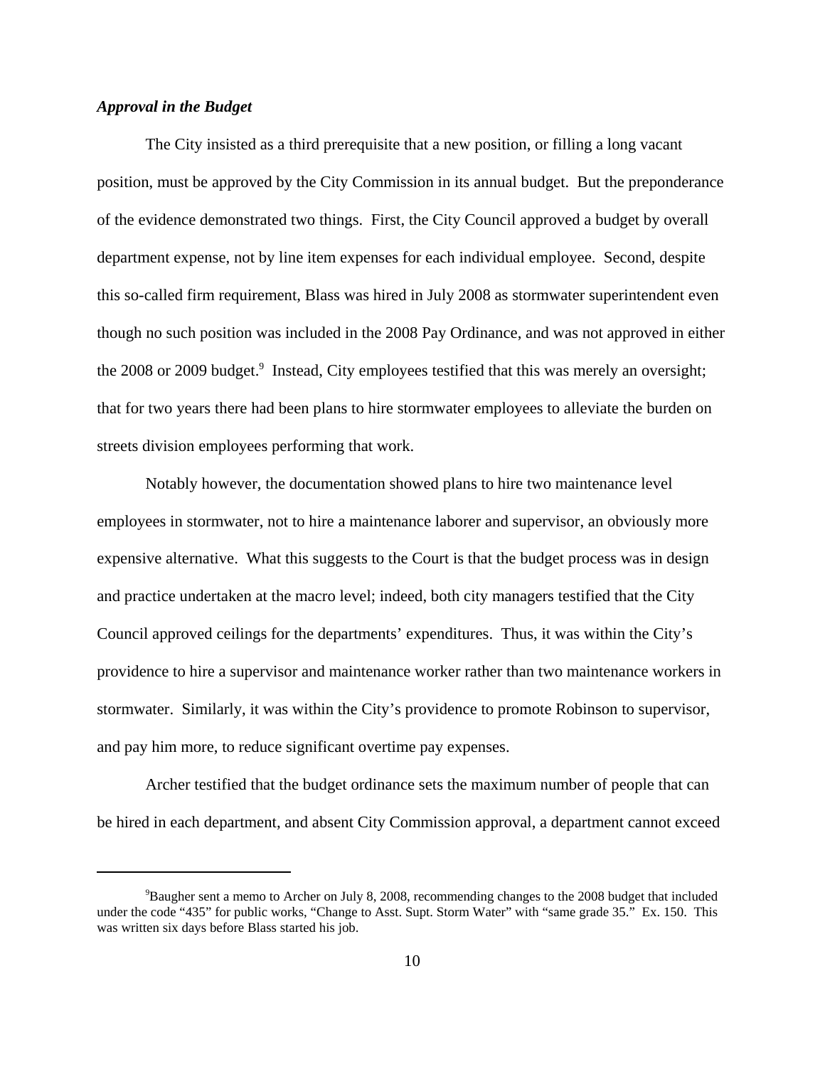***Approval in the Budget***

The City insisted as a third prerequisite that a new position, or filling a long vacant position, must be approved by the City Commission in its annual budget. But the preponderance of the evidence demonstrated two things. First, the City Council approved a budget by overall department expense, not by line item expenses for each individual employee. Second, despite this so-called firm requirement, Blass was hired in July 2008 as stormwater superintendent even though no such position was included in the 2008 Pay Ordinance, and was not approved in either the 2008 or 2009 budget.[9] Instead, City employees testified that this was merely an oversight; that for two years there had been plans to hire stormwater employees to alleviate the burden on streets division employees performing that work.

Notably however, the documentation showed plans to hire two maintenance level employees in stormwater, not to hire a maintenance laborer and supervisor, an obviously more expensive alternative. What this suggests to the Court is that the budget process was in design and practice undertaken at the macro level; indeed, both city managers testified that the City Council approved ceilings for the departments' expenditures. Thus, it was within the City's providence to hire a supervisor and maintenance worker rather than two maintenance workers in stormwater. Similarly, it was within the City's providence to promote Robinson to supervisor, and pay him more, to reduce significant overtime pay expenses.

Archer testified that the budget ordinance sets the maximum number of people that can be hired in each department, and absent City Commission approval, a department cannot exceed

---

[9] Baugher sent a memo to Archer on July 8, 2008, recommending changes to the 2008 budget that included under the code "435" for public works, "Change to Asst. Supt. Storm Water" with "same grade 35." Ex. 150. This was written six days before Blass started his job.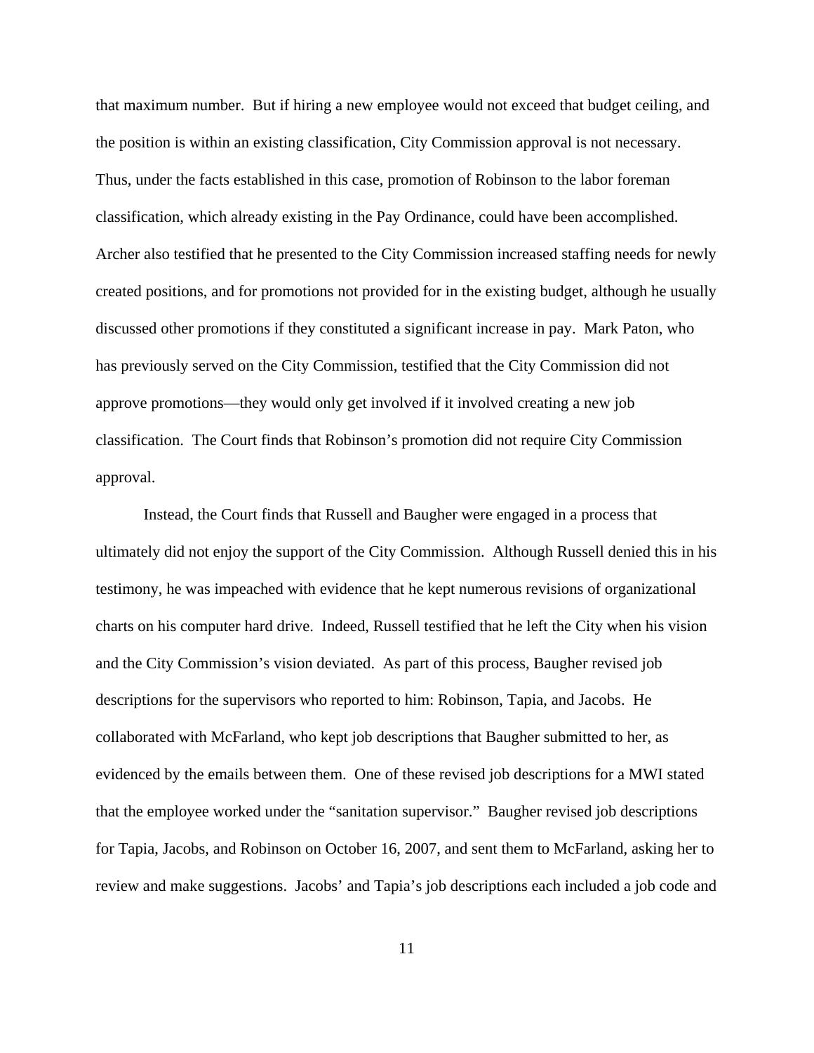that maximum number. But if hiring a new employee would not exceed that budget ceiling, and the position is within an existing classification, City Commission approval is not necessary. Thus, under the facts established in this case, promotion of Robinson to the labor foreman classification, which already existing in the Pay Ordinance, could have been accomplished. Archer also testified that he presented to the City Commission increased staffing needs for newly created positions, and for promotions not provided for in the existing budget, although he usually discussed other promotions if they constituted a significant increase in pay. Mark Paton, who has previously served on the City Commission, testified that the City Commission did not approve promotions—they would only get involved if it involved creating a new job classification. The Court finds that Robinson's promotion did not require City Commission approval.

Instead, the Court finds that Russell and Baugher were engaged in a process that ultimately did not enjoy the support of the City Commission. Although Russell denied this in his testimony, he was impeached with evidence that he kept numerous revisions of organizational charts on his computer hard drive. Indeed, Russell testified that he left the City when his vision and the City Commission's vision deviated. As part of this process, Baugher revised job descriptions for the supervisors who reported to him: Robinson, Tapia, and Jacobs. He collaborated with McFarland, who kept job descriptions that Baugher submitted to her, as evidenced by the emails between them. One of these revised job descriptions for a MWI stated that the employee worked under the "sanitation supervisor." Baugher revised job descriptions for Tapia, Jacobs, and Robinson on October 16, 2007, and sent them to McFarland, asking her to review and make suggestions. Jacobs' and Tapia's job descriptions each included a job code and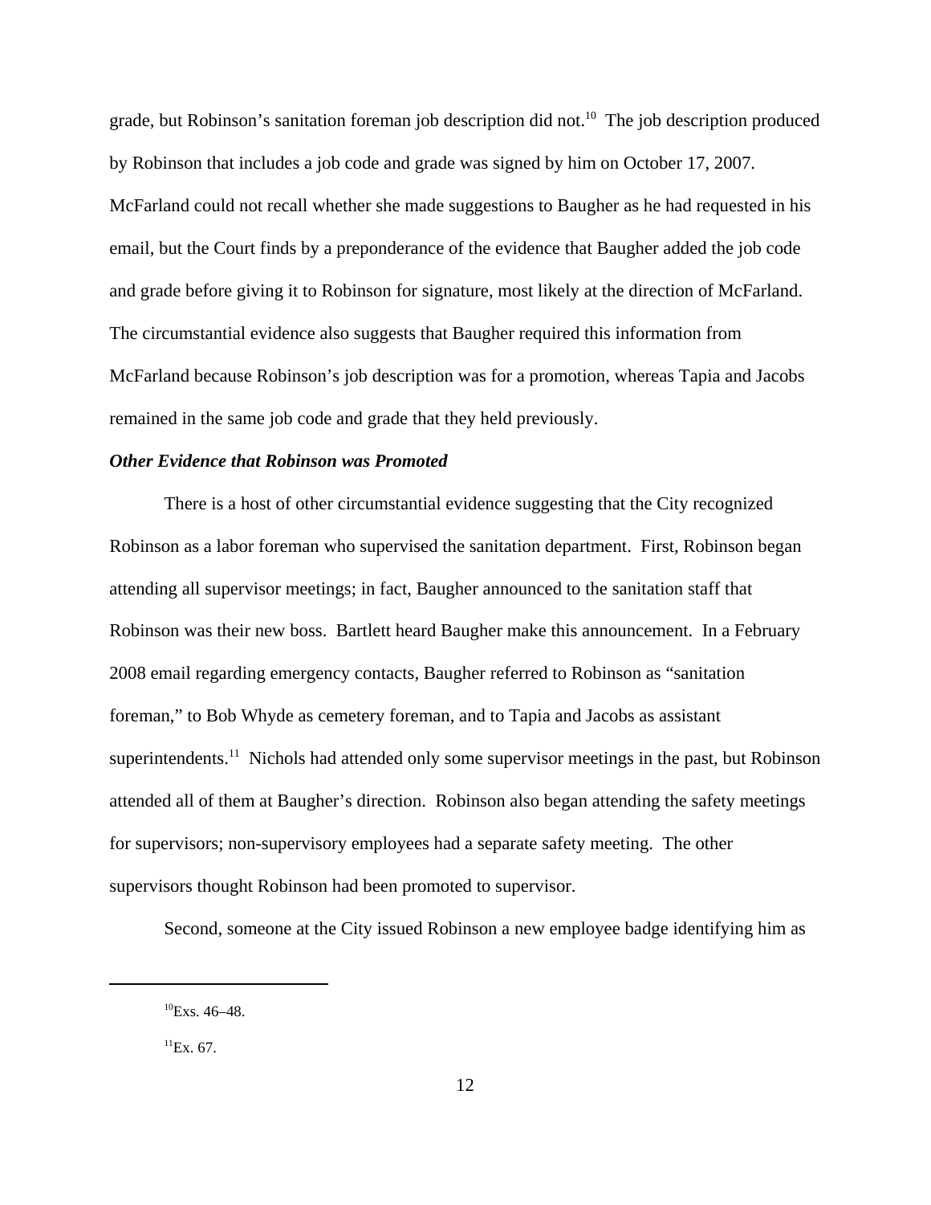grade, but Robinson's sanitation foreman job description did not.[10] The job description produced by Robinson that includes a job code and grade was signed by him on October 17, 2007. McFarland could not recall whether she made suggestions to Baugher as he had requested in his email, but the Court finds by a preponderance of the evidence that Baugher added the job code and grade before giving it to Robinson for signature, most likely at the direction of McFarland. The circumstantial evidence also suggests that Baugher required this information from McFarland because Robinson's job description was for a promotion, whereas Tapia and Jacobs remained in the same job code and grade that they held previously.

***Other Evidence that Robinson was Promoted***

There is a host of other circumstantial evidence suggesting that the City recognized Robinson as a labor foreman who supervised the sanitation department. First, Robinson began attending all supervisor meetings; in fact, Baugher announced to the sanitation staff that Robinson was their new boss. Bartlett heard Baugher make this announcement. In a February 2008 email regarding emergency contacts, Baugher referred to Robinson as "sanitation foreman," to Bob Whyde as cemetery foreman, and to Tapia and Jacobs as assistant superintendents.[11] Nichols had attended only some supervisor meetings in the past, but Robinson attended all of them at Baugher's direction. Robinson also began attending the safety meetings for supervisors; non-supervisory employees had a separate safety meeting. The other supervisors thought Robinson had been promoted to supervisor.

Second, someone at the City issued Robinson a new employee badge identifying him as

---

[10]Exs. 46–48.

[11]Ex. 67.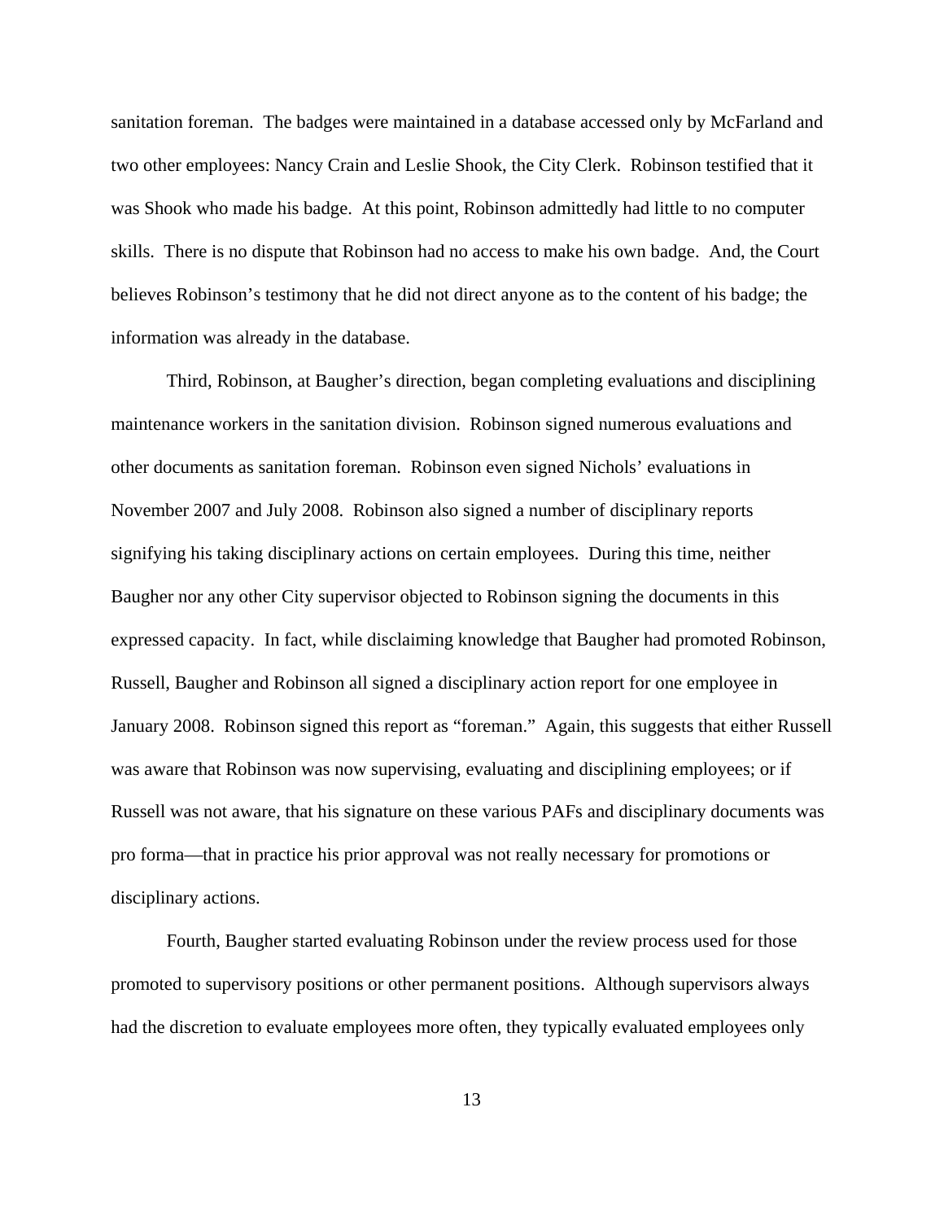sanitation foreman. The badges were maintained in a database accessed only by McFarland and two other employees: Nancy Crain and Leslie Shook, the City Clerk. Robinson testified that it was Shook who made his badge. At this point, Robinson admittedly had little to no computer skills. There is no dispute that Robinson had no access to make his own badge. And, the Court believes Robinson's testimony that he did not direct anyone as to the content of his badge; the information was already in the database.

Third, Robinson, at Baugher's direction, began completing evaluations and disciplining maintenance workers in the sanitation division. Robinson signed numerous evaluations and other documents as sanitation foreman. Robinson even signed Nichols' evaluations in November 2007 and July 2008. Robinson also signed a number of disciplinary reports signifying his taking disciplinary actions on certain employees. During this time, neither Baugher nor any other City supervisor objected to Robinson signing the documents in this expressed capacity. In fact, while disclaiming knowledge that Baugher had promoted Robinson, Russell, Baugher and Robinson all signed a disciplinary action report for one employee in January 2008. Robinson signed this report as "foreman." Again, this suggests that either Russell was aware that Robinson was now supervising, evaluating and disciplining employees; or if Russell was not aware, that his signature on these various PAFs and disciplinary documents was pro forma—that in practice his prior approval was not really necessary for promotions or disciplinary actions.

Fourth, Baugher started evaluating Robinson under the review process used for those promoted to supervisory positions or other permanent positions. Although supervisors always had the discretion to evaluate employees more often, they typically evaluated employees only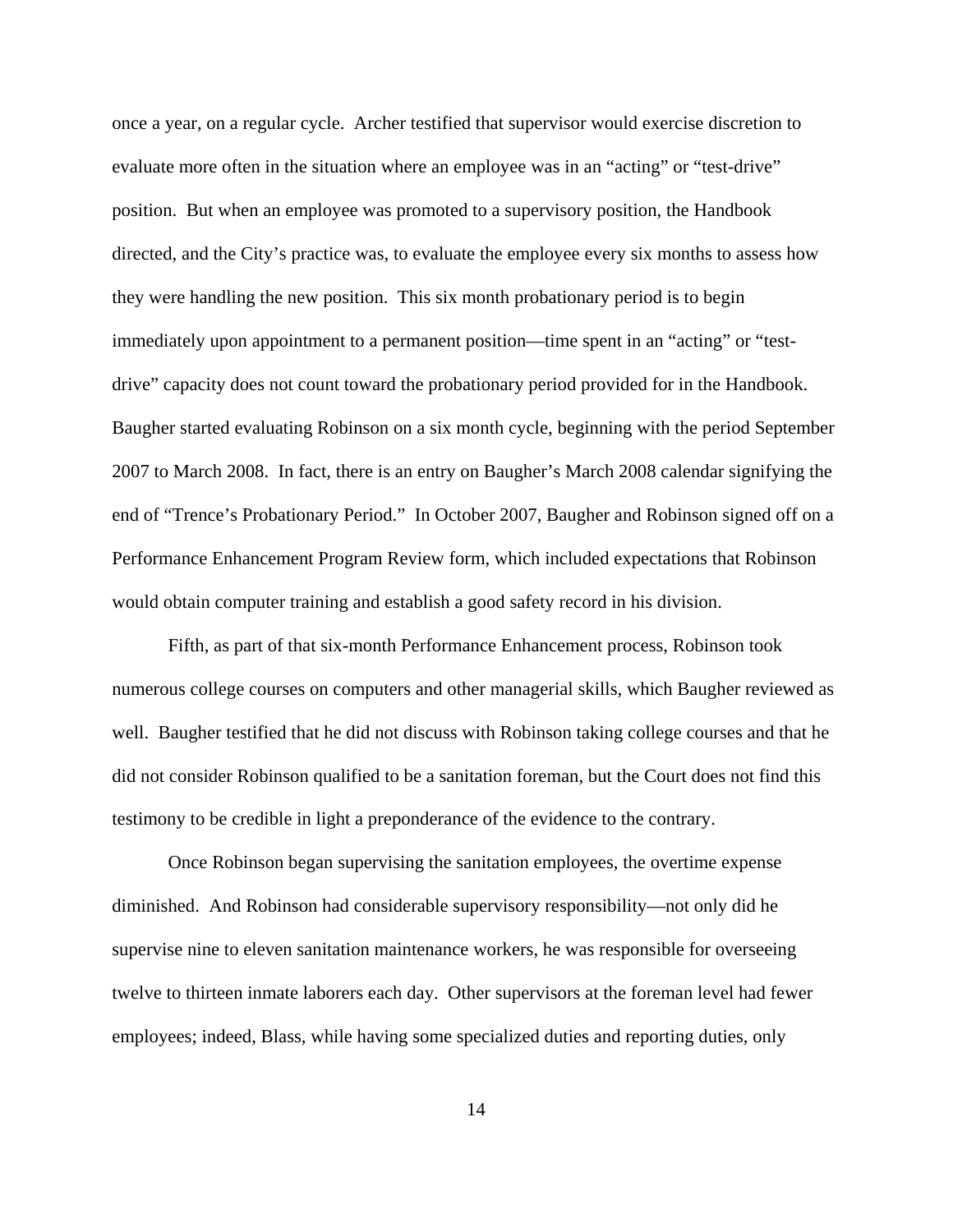once a year, on a regular cycle. Archer testified that supervisor would exercise discretion to evaluate more often in the situation where an employee was in an "acting" or "test-drive" position. But when an employee was promoted to a supervisory position, the Handbook directed, and the City's practice was, to evaluate the employee every six months to assess how they were handling the new position. This six month probationary period is to begin immediately upon appointment to a permanent position—time spent in an "acting" or "test-drive" capacity does not count toward the probationary period provided for in the Handbook. Baugher started evaluating Robinson on a six month cycle, beginning with the period September 2007 to March 2008. In fact, there is an entry on Baugher's March 2008 calendar signifying the end of "Trence's Probationary Period." In October 2007, Baugher and Robinson signed off on a Performance Enhancement Program Review form, which included expectations that Robinson would obtain computer training and establish a good safety record in his division.

Fifth, as part of that six-month Performance Enhancement process, Robinson took numerous college courses on computers and other managerial skills, which Baugher reviewed as well. Baugher testified that he did not discuss with Robinson taking college courses and that he did not consider Robinson qualified to be a sanitation foreman, but the Court does not find this testimony to be credible in light a preponderance of the evidence to the contrary.

Once Robinson began supervising the sanitation employees, the overtime expense diminished. And Robinson had considerable supervisory responsibility—not only did he supervise nine to eleven sanitation maintenance workers, he was responsible for overseeing twelve to thirteen inmate laborers each day. Other supervisors at the foreman level had fewer employees; indeed, Blass, while having some specialized duties and reporting duties, only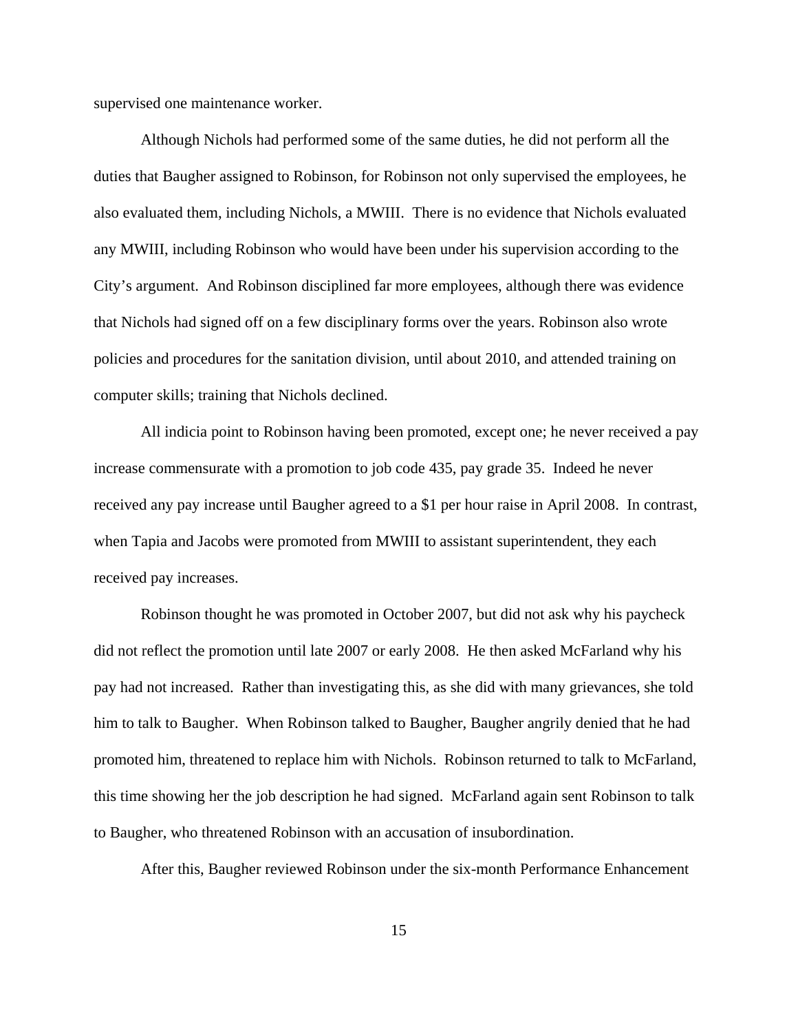supervised one maintenance worker.

Although Nichols had performed some of the same duties, he did not perform all the duties that Baugher assigned to Robinson, for Robinson not only supervised the employees, he also evaluated them, including Nichols, a MWIII. There is no evidence that Nichols evaluated any MWIII, including Robinson who would have been under his supervision according to the City's argument. And Robinson disciplined far more employees, although there was evidence that Nichols had signed off on a few disciplinary forms over the years. Robinson also wrote policies and procedures for the sanitation division, until about 2010, and attended training on computer skills; training that Nichols declined.

All indicia point to Robinson having been promoted, except one; he never received a pay increase commensurate with a promotion to job code 435, pay grade 35. Indeed he never received any pay increase until Baugher agreed to a $1 per hour raise in April 2008. In contrast, when Tapia and Jacobs were promoted from MWIII to assistant superintendent, they each received pay increases.

Robinson thought he was promoted in October 2007, but did not ask why his paycheck did not reflect the promotion until late 2007 or early 2008. He then asked McFarland why his pay had not increased. Rather than investigating this, as she did with many grievances, she told him to talk to Baugher. When Robinson talked to Baugher, Baugher angrily denied that he had promoted him, threatened to replace him with Nichols. Robinson returned to talk to McFarland, this time showing her the job description he had signed. McFarland again sent Robinson to talk to Baugher, who threatened Robinson with an accusation of insubordination.

After this, Baugher reviewed Robinson under the six-month Performance Enhancement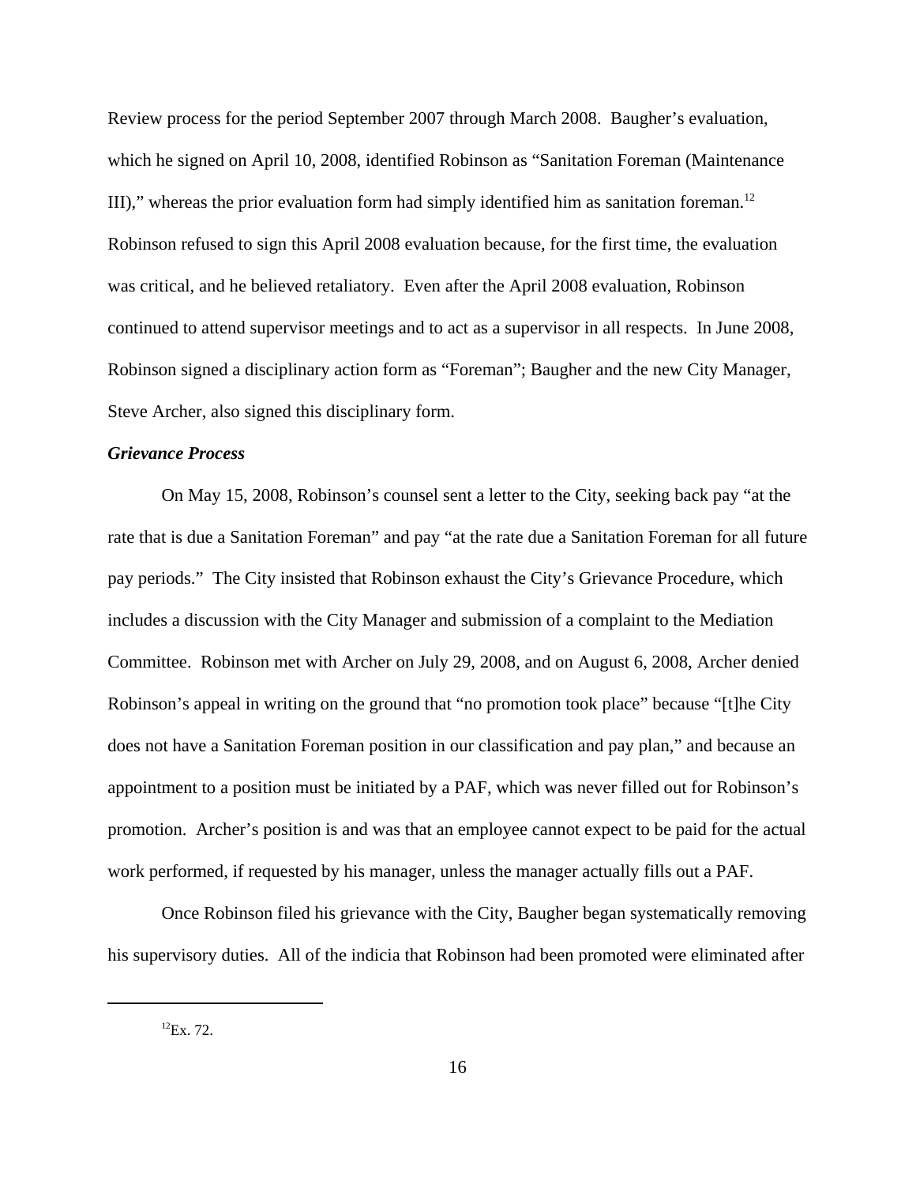Review process for the period September 2007 through March 2008. Baugher's evaluation, which he signed on April 10, 2008, identified Robinson as "Sanitation Foreman (Maintenance III)," whereas the prior evaluation form had simply identified him as sanitation foreman.[12] Robinson refused to sign this April 2008 evaluation because, for the first time, the evaluation was critical, and he believed retaliatory. Even after the April 2008 evaluation, Robinson continued to attend supervisor meetings and to act as a supervisor in all respects. In June 2008, Robinson signed a disciplinary action form as "Foreman"; Baugher and the new City Manager, Steve Archer, also signed this disciplinary form.

***Grievance Process***

On May 15, 2008, Robinson's counsel sent a letter to the City, seeking back pay "at the rate that is due a Sanitation Foreman" and pay "at the rate due a Sanitation Foreman for all future pay periods." The City insisted that Robinson exhaust the City's Grievance Procedure, which includes a discussion with the City Manager and submission of a complaint to the Mediation Committee. Robinson met with Archer on July 29, 2008, and on August 6, 2008, Archer denied Robinson's appeal in writing on the ground that "no promotion took place" because "[t]he City does not have a Sanitation Foreman position in our classification and pay plan," and because an appointment to a position must be initiated by a PAF, which was never filled out for Robinson's promotion. Archer's position is and was that an employee cannot expect to be paid for the actual work performed, if requested by his manager, unless the manager actually fills out a PAF.

Once Robinson filed his grievance with the City, Baugher began systematically removing his supervisory duties. All of the indicia that Robinson had been promoted were eliminated after

---

[12] Ex. 72.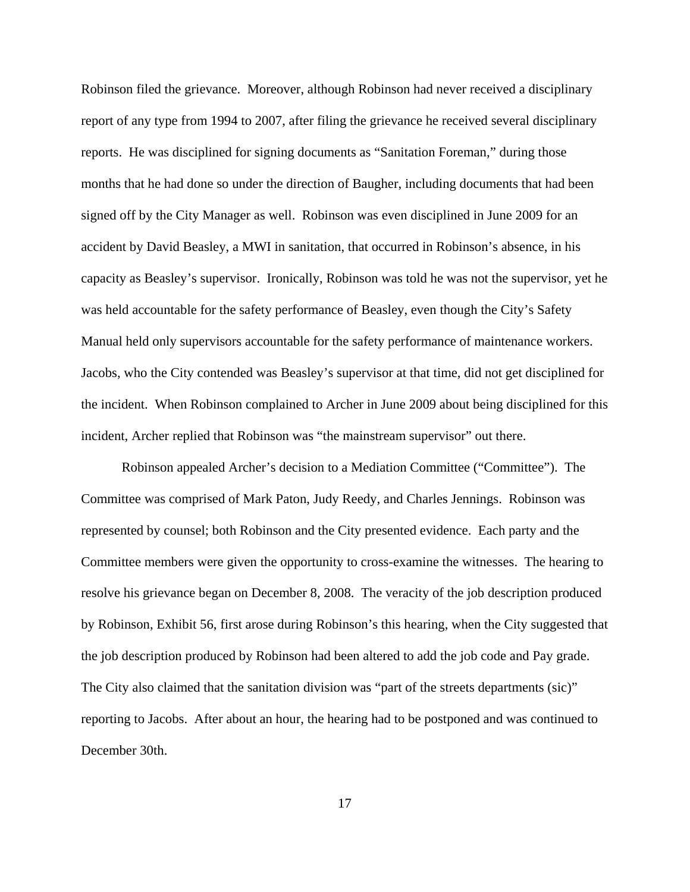Robinson filed the grievance. Moreover, although Robinson had never received a disciplinary report of any type from 1994 to 2007, after filing the grievance he received several disciplinary reports. He was disciplined for signing documents as "Sanitation Foreman," during those months that he had done so under the direction of Baugher, including documents that had been signed off by the City Manager as well. Robinson was even disciplined in June 2009 for an accident by David Beasley, a MWI in sanitation, that occurred in Robinson's absence, in his capacity as Beasley's supervisor. Ironically, Robinson was told he was not the supervisor, yet he was held accountable for the safety performance of Beasley, even though the City's Safety Manual held only supervisors accountable for the safety performance of maintenance workers. Jacobs, who the City contended was Beasley's supervisor at that time, did not get disciplined for the incident. When Robinson complained to Archer in June 2009 about being disciplined for this incident, Archer replied that Robinson was "the mainstream supervisor" out there.

Robinson appealed Archer's decision to a Mediation Committee ("Committee"). The Committee was comprised of Mark Paton, Judy Reedy, and Charles Jennings. Robinson was represented by counsel; both Robinson and the City presented evidence. Each party and the Committee members were given the opportunity to cross-examine the witnesses. The hearing to resolve his grievance began on December 8, 2008. The veracity of the job description produced by Robinson, Exhibit 56, first arose during Robinson's this hearing, when the City suggested that the job description produced by Robinson had been altered to add the job code and Pay grade. The City also claimed that the sanitation division was "part of the streets departments (sic)" reporting to Jacobs. After about an hour, the hearing had to be postponed and was continued to December 30th.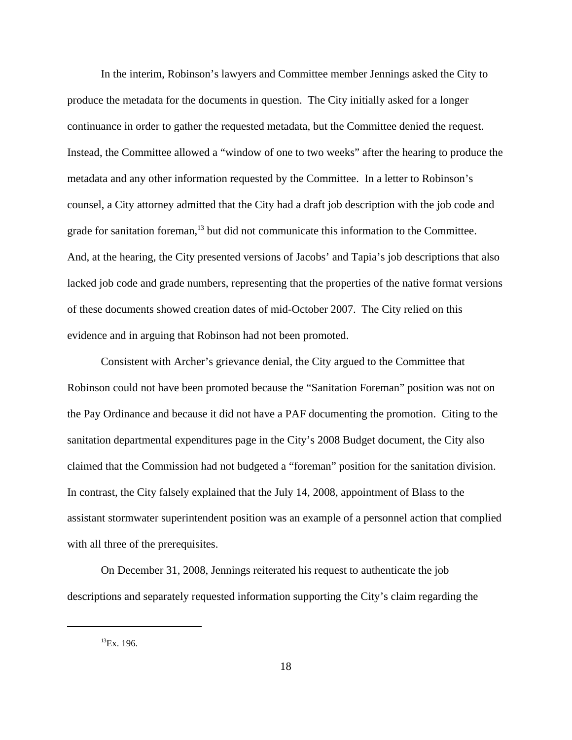In the interim, Robinson's lawyers and Committee member Jennings asked the City to produce the metadata for the documents in question. The City initially asked for a longer continuance in order to gather the requested metadata, but the Committee denied the request. Instead, the Committee allowed a "window of one to two weeks" after the hearing to produce the metadata and any other information requested by the Committee. In a letter to Robinson's counsel, a City attorney admitted that the City had a draft job description with the job code and grade for sanitation foreman,[13] but did not communicate this information to the Committee. And, at the hearing, the City presented versions of Jacobs' and Tapia's job descriptions that also lacked job code and grade numbers, representing that the properties of the native format versions of these documents showed creation dates of mid-October 2007. The City relied on this evidence and in arguing that Robinson had not been promoted.

Consistent with Archer's grievance denial, the City argued to the Committee that Robinson could not have been promoted because the "Sanitation Foreman" position was not on the Pay Ordinance and because it did not have a PAF documenting the promotion. Citing to the sanitation departmental expenditures page in the City's 2008 Budget document, the City also claimed that the Commission had not budgeted a "foreman" position for the sanitation division. In contrast, the City falsely explained that the July 14, 2008, appointment of Blass to the assistant stormwater superintendent position was an example of a personnel action that complied with all three of the prerequisites.

On December 31, 2008, Jennings reiterated his request to authenticate the job descriptions and separately requested information supporting the City's claim regarding the

[13] Ex. 196.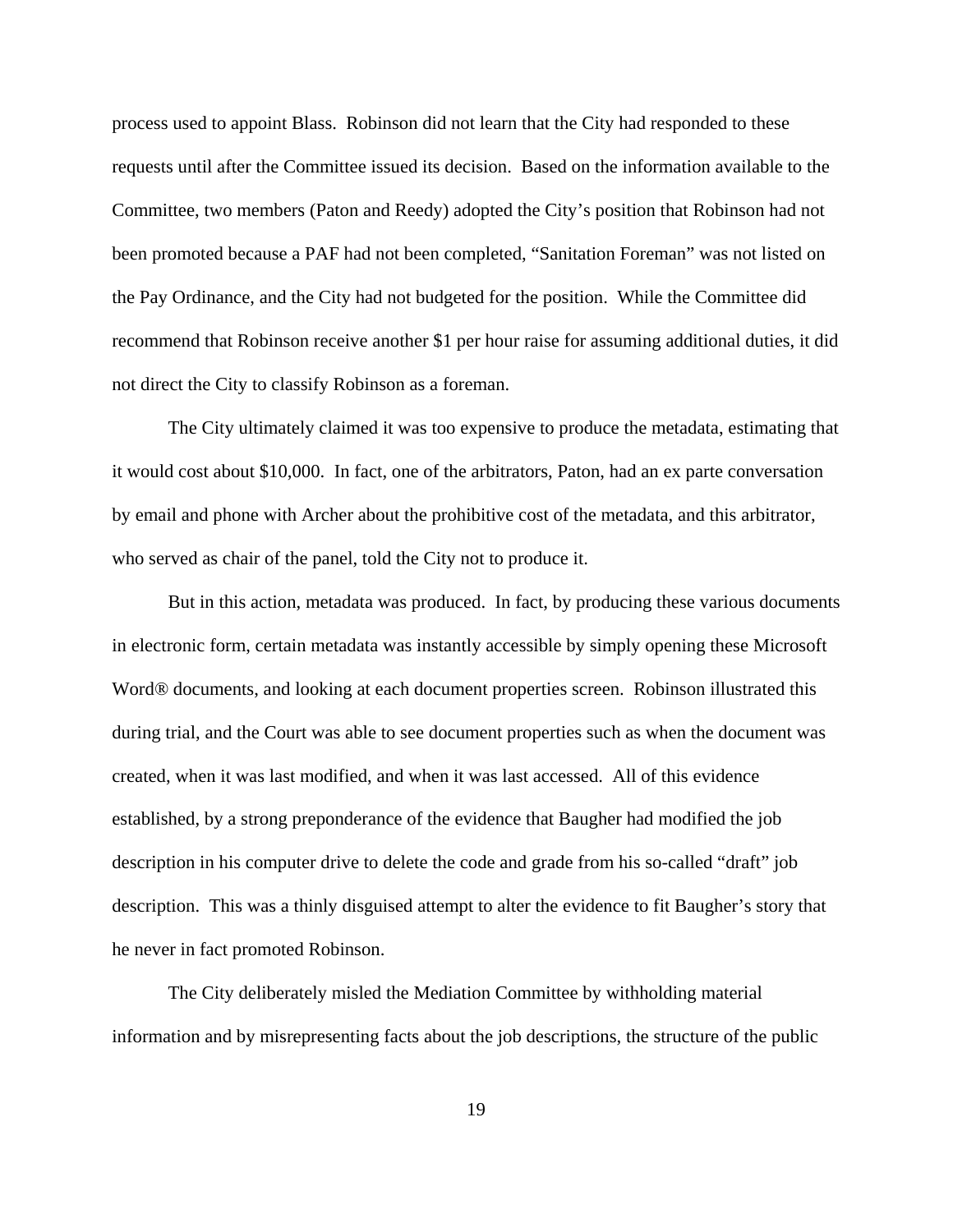process used to appoint Blass. Robinson did not learn that the City had responded to these requests until after the Committee issued its decision. Based on the information available to the Committee, two members (Paton and Reedy) adopted the City's position that Robinson had not been promoted because a PAF had not been completed, "Sanitation Foreman" was not listed on the Pay Ordinance, and the City had not budgeted for the position. While the Committee did recommend that Robinson receive another $1 per hour raise for assuming additional duties, it did not direct the City to classify Robinson as a foreman.

The City ultimately claimed it was too expensive to produce the metadata, estimating that it would cost about $10,000. In fact, one of the arbitrators, Paton, had an ex parte conversation by email and phone with Archer about the prohibitive cost of the metadata, and this arbitrator, who served as chair of the panel, told the City not to produce it.

But in this action, metadata was produced. In fact, by producing these various documents in electronic form, certain metadata was instantly accessible by simply opening these Microsoft Word® documents, and looking at each document properties screen. Robinson illustrated this during trial, and the Court was able to see document properties such as when the document was created, when it was last modified, and when it was last accessed. All of this evidence established, by a strong preponderance of the evidence that Baugher had modified the job description in his computer drive to delete the code and grade from his so-called "draft" job description. This was a thinly disguised attempt to alter the evidence to fit Baugher's story that he never in fact promoted Robinson.

The City deliberately misled the Mediation Committee by withholding material information and by misrepresenting facts about the job descriptions, the structure of the public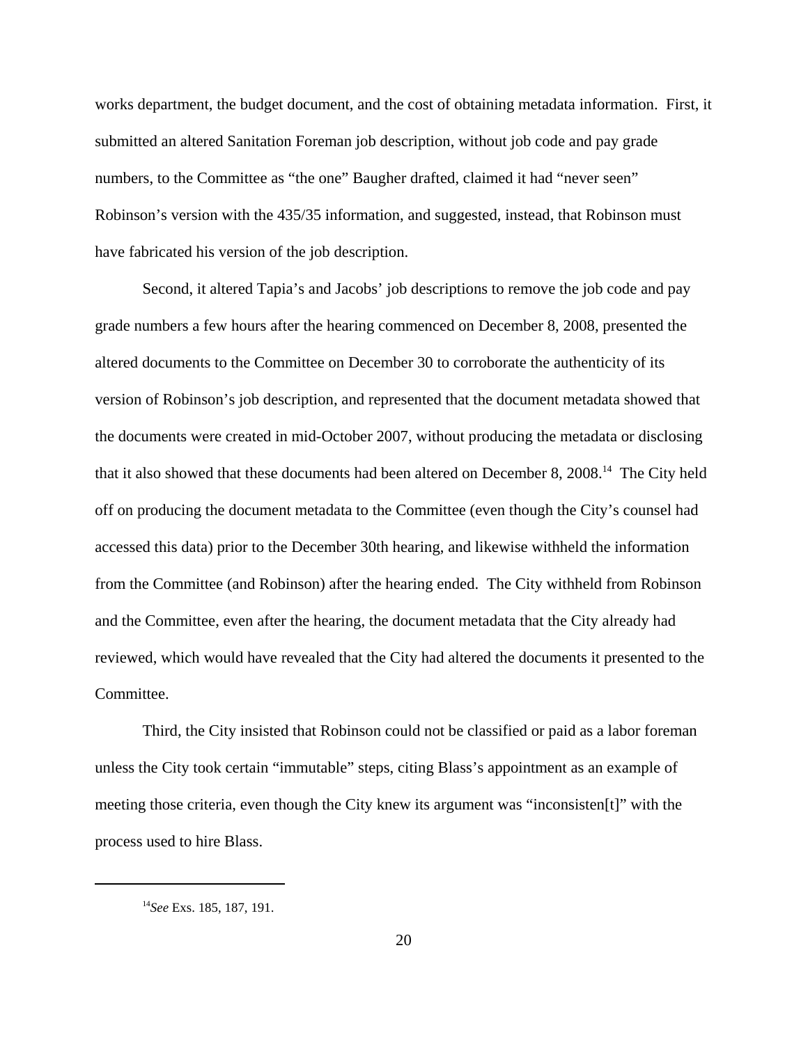works department, the budget document, and the cost of obtaining metadata information. First, it submitted an altered Sanitation Foreman job description, without job code and pay grade numbers, to the Committee as "the one" Baugher drafted, claimed it had "never seen" Robinson's version with the 435/35 information, and suggested, instead, that Robinson must have fabricated his version of the job description.

Second, it altered Tapia's and Jacobs' job descriptions to remove the job code and pay grade numbers a few hours after the hearing commenced on December 8, 2008, presented the altered documents to the Committee on December 30 to corroborate the authenticity of its version of Robinson's job description, and represented that the document metadata showed that the documents were created in mid-October 2007, without producing the metadata or disclosing that it also showed that these documents had been altered on December 8, 2008.[14] The City held off on producing the document metadata to the Committee (even though the City's counsel had accessed this data) prior to the December 30th hearing, and likewise withheld the information from the Committee (and Robinson) after the hearing ended. The City withheld from Robinson and the Committee, even after the hearing, the document metadata that the City already had reviewed, which would have revealed that the City had altered the documents it presented to the Committee.

Third, the City insisted that Robinson could not be classified or paid as a labor foreman unless the City took certain "immutable" steps, citing Blass's appointment as an example of meeting those criteria, even though the City knew its argument was "inconsisten[t]" with the process used to hire Blass.

---

[14]*See* Exs. 185, 187, 191.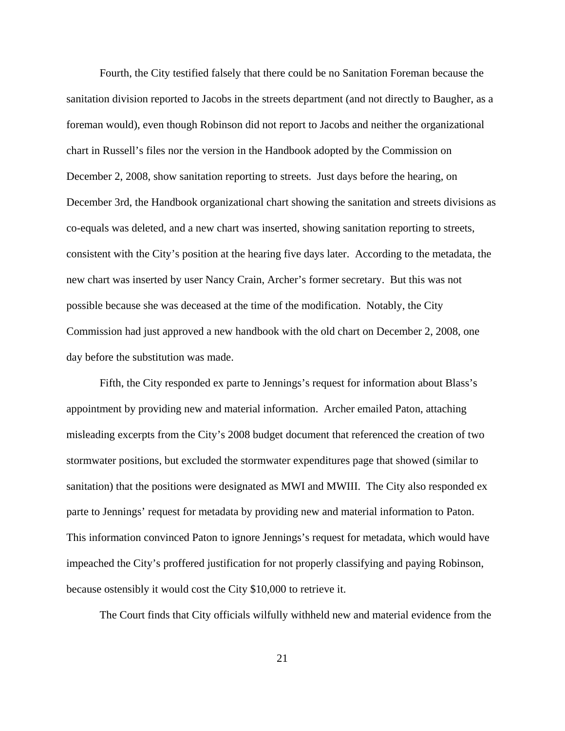Fourth, the City testified falsely that there could be no Sanitation Foreman because the sanitation division reported to Jacobs in the streets department (and not directly to Baugher, as a foreman would), even though Robinson did not report to Jacobs and neither the organizational chart in Russell's files nor the version in the Handbook adopted by the Commission on December 2, 2008, show sanitation reporting to streets. Just days before the hearing, on December 3rd, the Handbook organizational chart showing the sanitation and streets divisions as co-equals was deleted, and a new chart was inserted, showing sanitation reporting to streets, consistent with the City's position at the hearing five days later. According to the metadata, the new chart was inserted by user Nancy Crain, Archer's former secretary. But this was not possible because she was deceased at the time of the modification. Notably, the City Commission had just approved a new handbook with the old chart on December 2, 2008, one day before the substitution was made.

Fifth, the City responded ex parte to Jennings's request for information about Blass's appointment by providing new and material information. Archer emailed Paton, attaching misleading excerpts from the City's 2008 budget document that referenced the creation of two stormwater positions, but excluded the stormwater expenditures page that showed (similar to sanitation) that the positions were designated as MWI and MWIII. The City also responded ex parte to Jennings' request for metadata by providing new and material information to Paton. This information convinced Paton to ignore Jennings's request for metadata, which would have impeached the City's proffered justification for not properly classifying and paying Robinson, because ostensibly it would cost the City $10,000 to retrieve it.

The Court finds that City officials wilfully withheld new and material evidence from the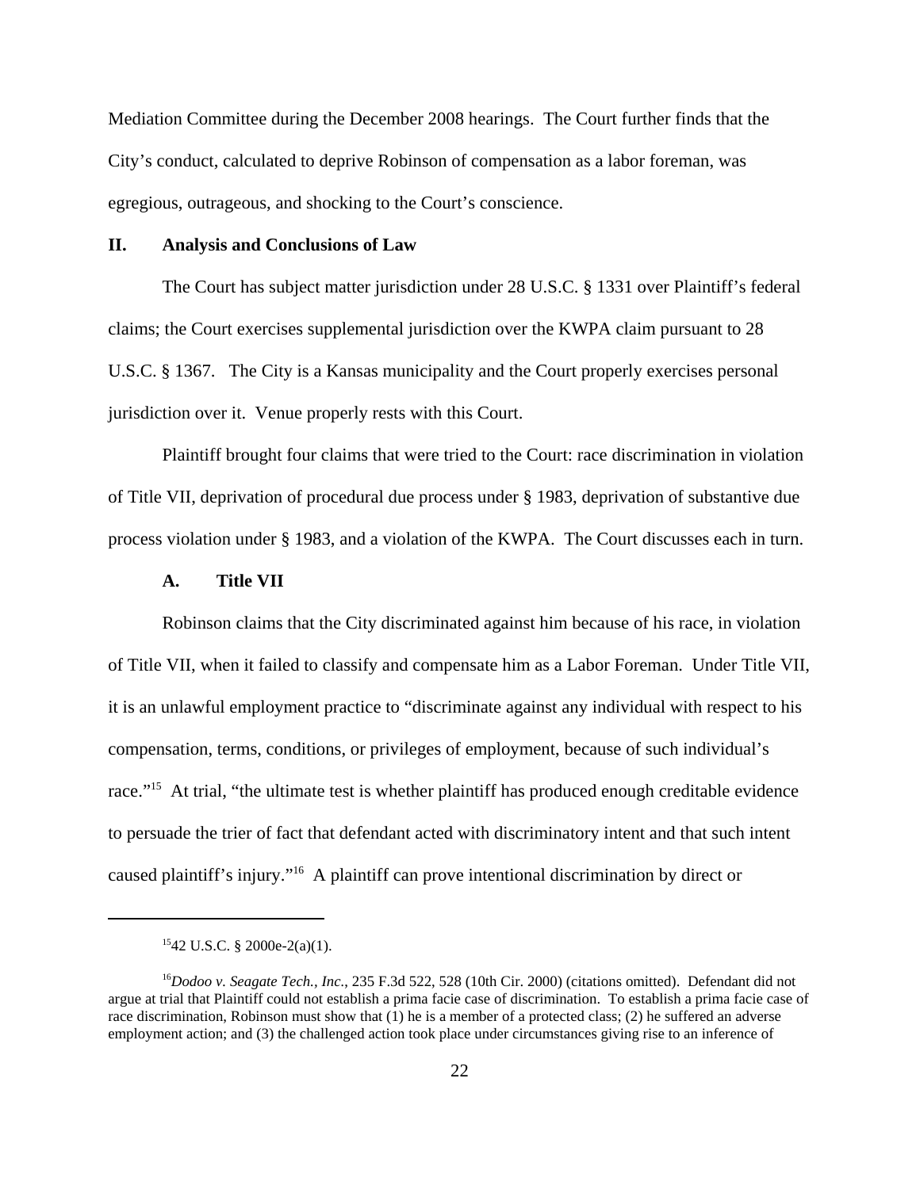Mediation Committee during the December 2008 hearings. The Court further finds that the City's conduct, calculated to deprive Robinson of compensation as a labor foreman, was egregious, outrageous, and shocking to the Court's conscience.

## II. Analysis and Conclusions of Law

The Court has subject matter jurisdiction under 28 U.S.C. § 1331 over Plaintiff's federal claims; the Court exercises supplemental jurisdiction over the KWPA claim pursuant to 28 U.S.C. § 1367. The City is a Kansas municipality and the Court properly exercises personal jurisdiction over it. Venue properly rests with this Court.

Plaintiff brought four claims that were tried to the Court: race discrimination in violation of Title VII, deprivation of procedural due process under § 1983, deprivation of substantive due process violation under § 1983, and a violation of the KWPA. The Court discusses each in turn.

### A. Title VII

Robinson claims that the City discriminated against him because of his race, in violation of Title VII, when it failed to classify and compensate him as a Labor Foreman. Under Title VII, it is an unlawful employment practice to "discriminate against any individual with respect to his compensation, terms, conditions, or privileges of employment, because of such individual's race."[15] At trial, "the ultimate test is whether plaintiff has produced enough creditable evidence to persuade the trier of fact that defendant acted with discriminatory intent and that such intent caused plaintiff's injury."[16] A plaintiff can prove intentional discrimination by direct or

---

[15] 42 U.S.C. § 2000e-2(a)(1).

[16] *Dodoo v. Seagate Tech., Inc.*, 235 F.3d 522, 528 (10th Cir. 2000) (citations omitted). Defendant did not argue at trial that Plaintiff could not establish a prima facie case of discrimination. To establish a prima facie case of race discrimination, Robinson must show that (1) he is a member of a protected class; (2) he suffered an adverse employment action; and (3) the challenged action took place under circumstances giving rise to an inference of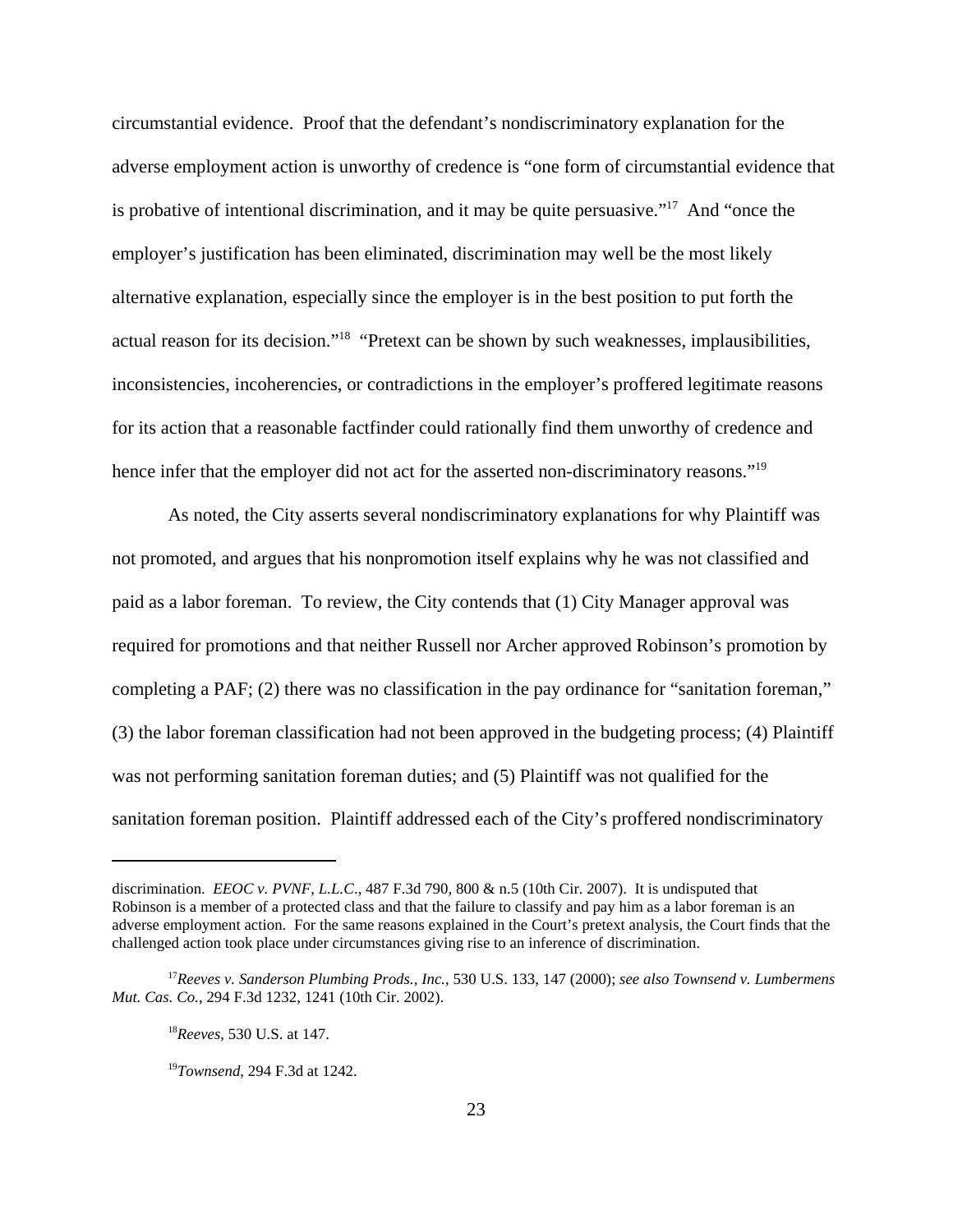circumstantial evidence. Proof that the defendant's nondiscriminatory explanation for the adverse employment action is unworthy of credence is "one form of circumstantial evidence that is probative of intentional discrimination, and it may be quite persuasive."[17] And "once the employer's justification has been eliminated, discrimination may well be the most likely alternative explanation, especially since the employer is in the best position to put forth the actual reason for its decision."[18] "Pretext can be shown by such weaknesses, implausibilities, inconsistencies, incoherencies, or contradictions in the employer's proffered legitimate reasons for its action that a reasonable factfinder could rationally find them unworthy of credence and hence infer that the employer did not act for the asserted non-discriminatory reasons."[19]

As noted, the City asserts several nondiscriminatory explanations for why Plaintiff was not promoted, and argues that his nonpromotion itself explains why he was not classified and paid as a labor foreman. To review, the City contends that (1) City Manager approval was required for promotions and that neither Russell nor Archer approved Robinson's promotion by completing a PAF; (2) there was no classification in the pay ordinance for "sanitation foreman," (3) the labor foreman classification had not been approved in the budgeting process; (4) Plaintiff was not performing sanitation foreman duties; and (5) Plaintiff was not qualified for the sanitation foreman position. Plaintiff addressed each of the City's proffered nondiscriminatory

---

discrimination. *EEOC v. PVNF, L.L.C*., 487 F.3d 790, 800 & n.5 (10th Cir. 2007). It is undisputed that Robinson is a member of a protected class and that the failure to classify and pay him as a labor foreman is an adverse employment action. For the same reasons explained in the Court's pretext analysis, the Court finds that the challenged action took place under circumstances giving rise to an inference of discrimination.

[17] *Reeves v. Sanderson Plumbing Prods., Inc.*, 530 U.S. 133, 147 (2000); *see also Townsend v. Lumbermens Mut. Cas. Co.*, 294 F.3d 1232, 1241 (10th Cir. 2002).

[18] *Reeves*, 530 U.S. at 147.

[19] *Townsend*, 294 F.3d at 1242.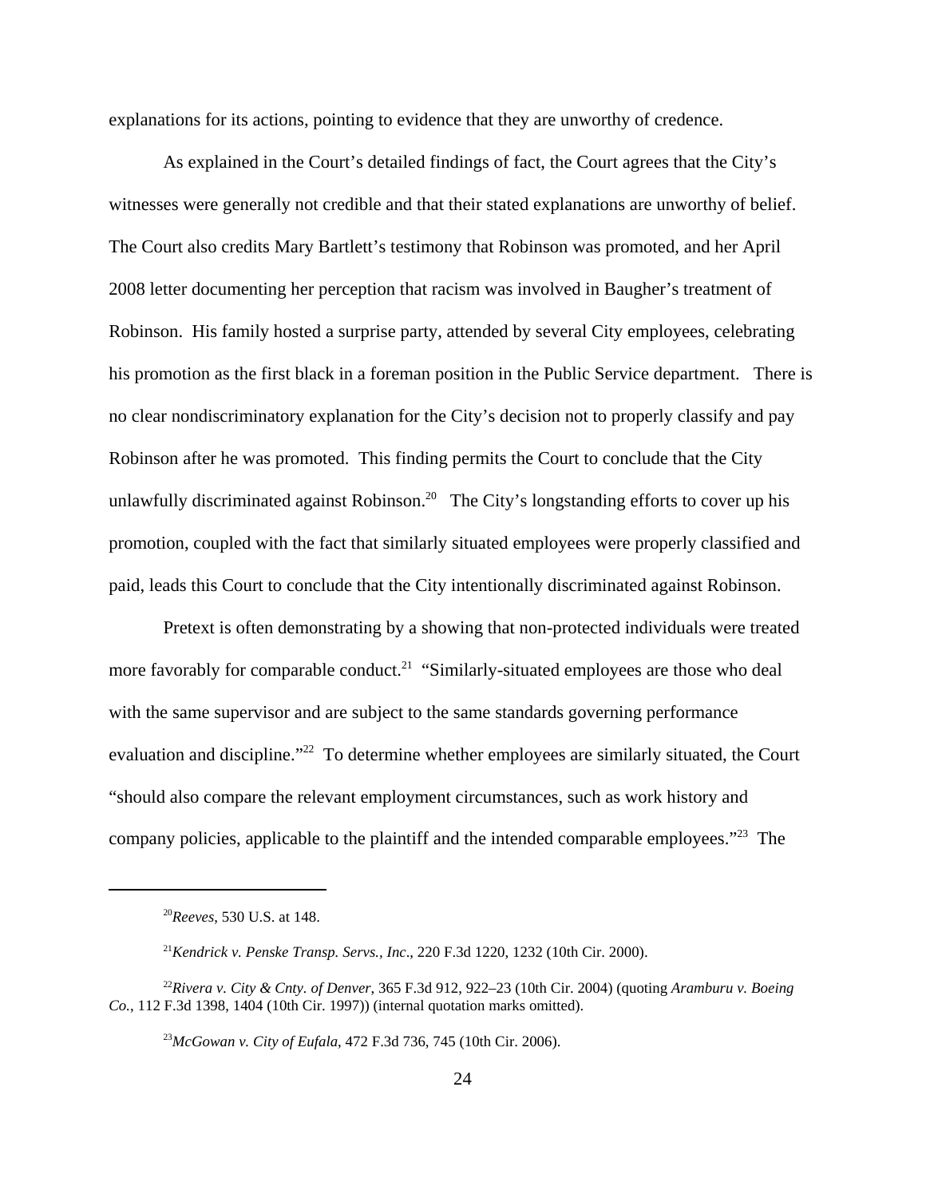explanations for its actions, pointing to evidence that they are unworthy of credence.

As explained in the Court's detailed findings of fact, the Court agrees that the City's witnesses were generally not credible and that their stated explanations are unworthy of belief. The Court also credits Mary Bartlett's testimony that Robinson was promoted, and her April 2008 letter documenting her perception that racism was involved in Baugher's treatment of Robinson. His family hosted a surprise party, attended by several City employees, celebrating his promotion as the first black in a foreman position in the Public Service department. There is no clear nondiscriminatory explanation for the City's decision not to properly classify and pay Robinson after he was promoted. This finding permits the Court to conclude that the City unlawfully discriminated against Robinson.[20] The City's longstanding efforts to cover up his promotion, coupled with the fact that similarly situated employees were properly classified and paid, leads this Court to conclude that the City intentionally discriminated against Robinson.

Pretext is often demonstrating by a showing that non-protected individuals were treated more favorably for comparable conduct.[21] "Similarly-situated employees are those who deal with the same supervisor and are subject to the same standards governing performance evaluation and discipline."[22] To determine whether employees are similarly situated, the Court "should also compare the relevant employment circumstances, such as work history and company policies, applicable to the plaintiff and the intended comparable employees."[23] The

---

[20]*Reeves*, 530 U.S. at 148.

[21]*Kendrick v. Penske Transp. Servs., Inc*., 220 F.3d 1220, 1232 (10th Cir. 2000).

[22]*Rivera v. City & Cnty. of Denver*, 365 F.3d 912, 922–23 (10th Cir. 2004) (quoting *Aramburu v. Boeing Co.*, 112 F.3d 1398, 1404 (10th Cir. 1997)) (internal quotation marks omitted).

[23]*McGowan v. City of Eufala*, 472 F.3d 736, 745 (10th Cir. 2006).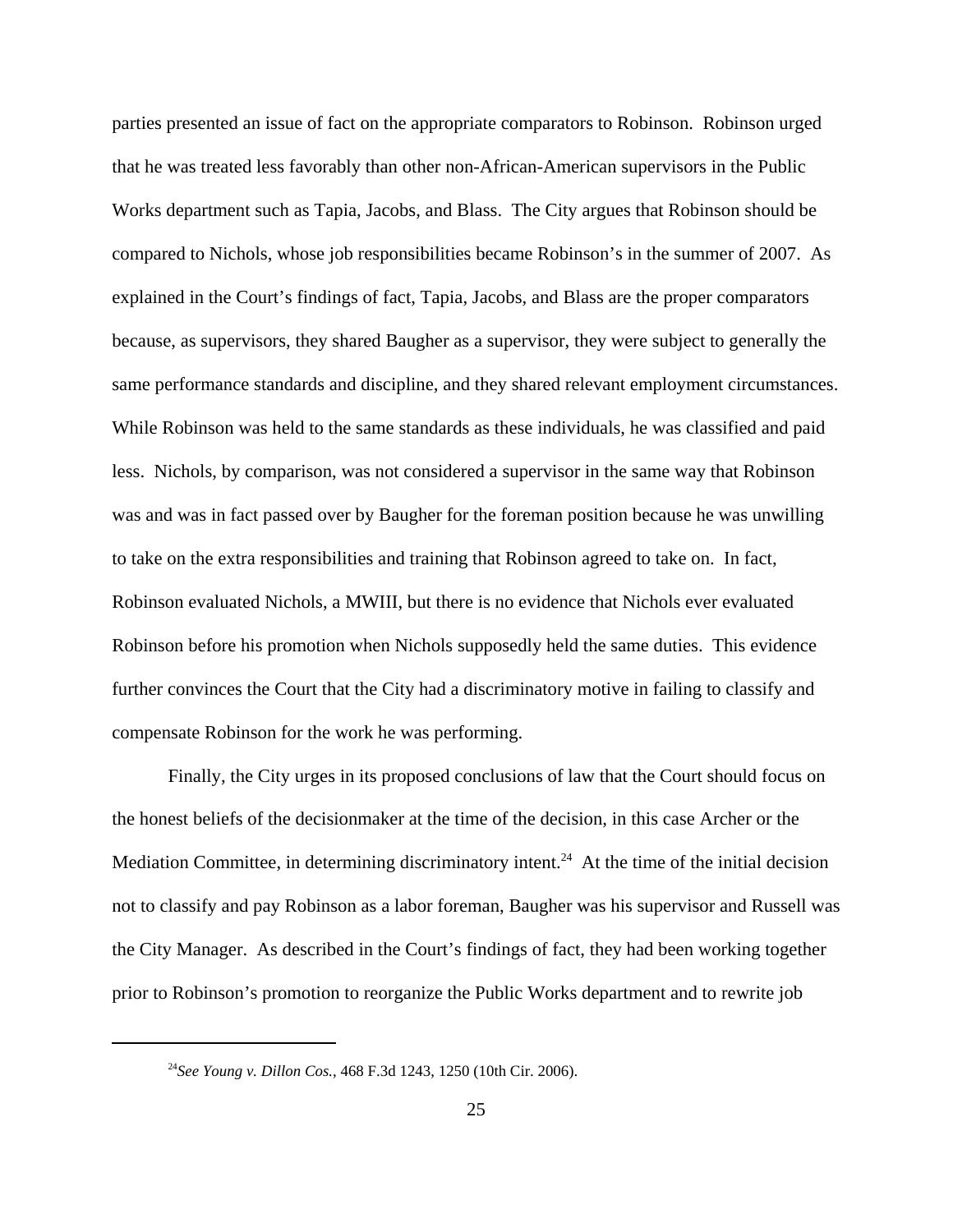parties presented an issue of fact on the appropriate comparators to Robinson. Robinson urged that he was treated less favorably than other non-African-American supervisors in the Public Works department such as Tapia, Jacobs, and Blass. The City argues that Robinson should be compared to Nichols, whose job responsibilities became Robinson's in the summer of 2007. As explained in the Court's findings of fact, Tapia, Jacobs, and Blass are the proper comparators because, as supervisors, they shared Baugher as a supervisor, they were subject to generally the same performance standards and discipline, and they shared relevant employment circumstances. While Robinson was held to the same standards as these individuals, he was classified and paid less. Nichols, by comparison, was not considered a supervisor in the same way that Robinson was and was in fact passed over by Baugher for the foreman position because he was unwilling to take on the extra responsibilities and training that Robinson agreed to take on. In fact, Robinson evaluated Nichols, a MWIII, but there is no evidence that Nichols ever evaluated Robinson before his promotion when Nichols supposedly held the same duties. This evidence further convinces the Court that the City had a discriminatory motive in failing to classify and compensate Robinson for the work he was performing.

Finally, the City urges in its proposed conclusions of law that the Court should focus on the honest beliefs of the decisionmaker at the time of the decision, in this case Archer or the Mediation Committee, in determining discriminatory intent.[24] At the time of the initial decision not to classify and pay Robinson as a labor foreman, Baugher was his supervisor and Russell was the City Manager. As described in the Court's findings of fact, they had been working together prior to Robinson's promotion to reorganize the Public Works department and to rewrite job

---

[24]*See Young v. Dillon Cos.*, 468 F.3d 1243, 1250 (10th Cir. 2006).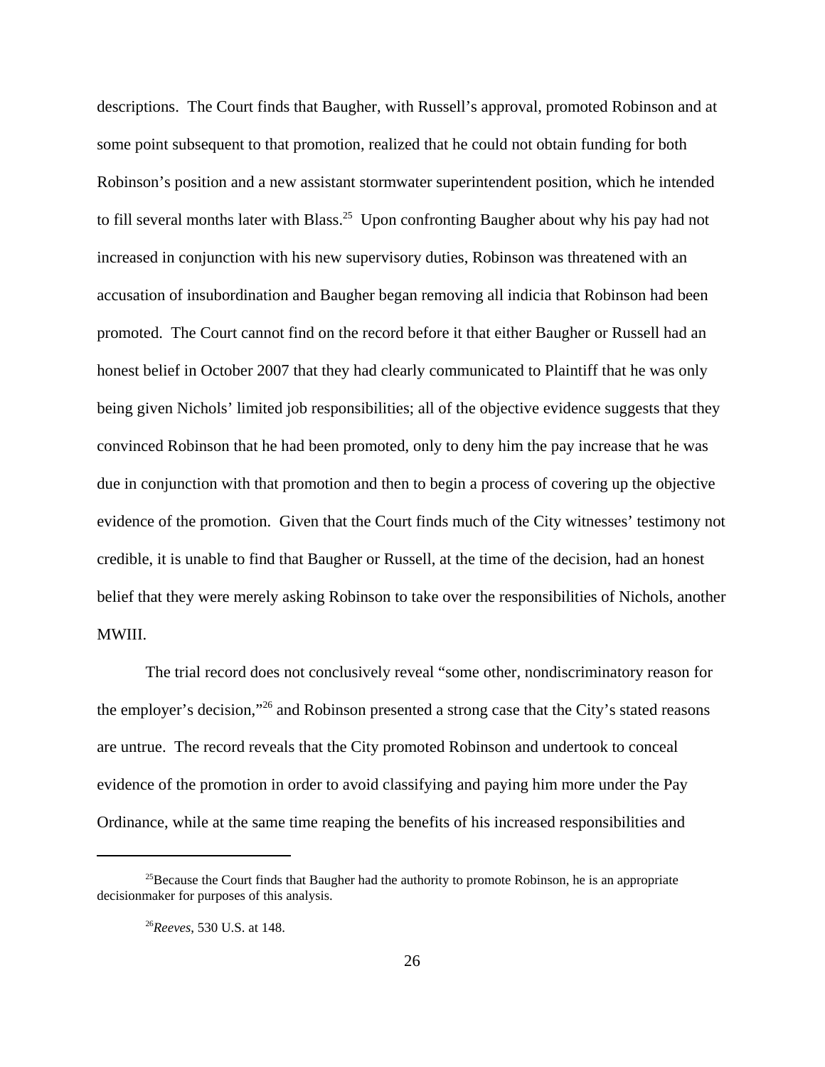descriptions. The Court finds that Baugher, with Russell's approval, promoted Robinson and at some point subsequent to that promotion, realized that he could not obtain funding for both Robinson's position and a new assistant stormwater superintendent position, which he intended to fill several months later with Blass.[25] Upon confronting Baugher about why his pay had not increased in conjunction with his new supervisory duties, Robinson was threatened with an accusation of insubordination and Baugher began removing all indicia that Robinson had been promoted. The Court cannot find on the record before it that either Baugher or Russell had an honest belief in October 2007 that they had clearly communicated to Plaintiff that he was only being given Nichols' limited job responsibilities; all of the objective evidence suggests that they convinced Robinson that he had been promoted, only to deny him the pay increase that he was due in conjunction with that promotion and then to begin a process of covering up the objective evidence of the promotion. Given that the Court finds much of the City witnesses' testimony not credible, it is unable to find that Baugher or Russell, at the time of the decision, had an honest belief that they were merely asking Robinson to take over the responsibilities of Nichols, another MWIII.

The trial record does not conclusively reveal "some other, nondiscriminatory reason for the employer's decision,"[26] and Robinson presented a strong case that the City's stated reasons are untrue. The record reveals that the City promoted Robinson and undertook to conceal evidence of the promotion in order to avoid classifying and paying him more under the Pay Ordinance, while at the same time reaping the benefits of his increased responsibilities and

---

[25]Because the Court finds that Baugher had the authority to promote Robinson, he is an appropriate decisionmaker for purposes of this analysis.

[26]*Reeves*, 530 U.S. at 148.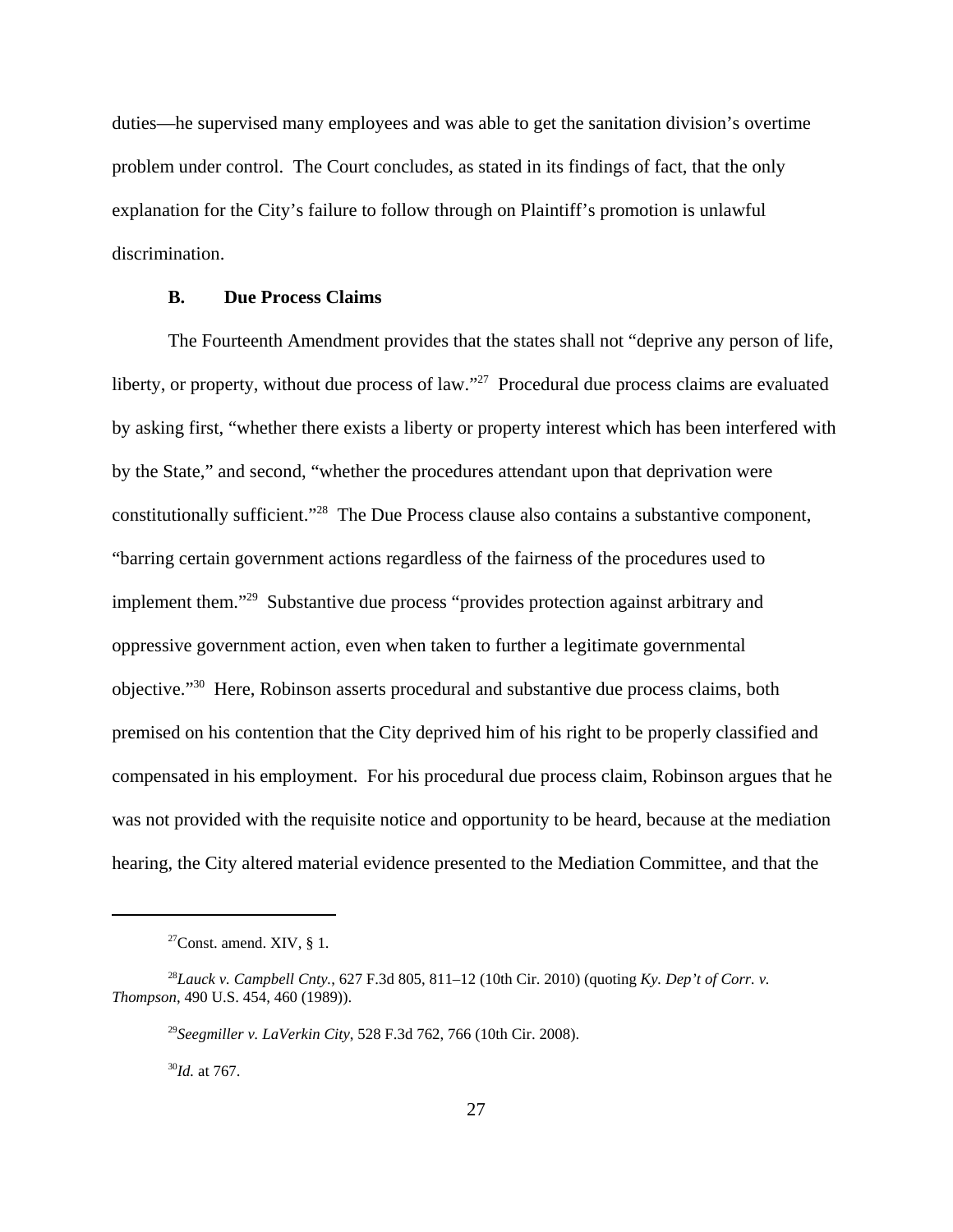duties—he supervised many employees and was able to get the sanitation division's overtime problem under control. The Court concludes, as stated in its findings of fact, that the only explanation for the City's failure to follow through on Plaintiff's promotion is unlawful discrimination.

### B. Due Process Claims

The Fourteenth Amendment provides that the states shall not "deprive any person of life, liberty, or property, without due process of law."[27] Procedural due process claims are evaluated by asking first, "whether there exists a liberty or property interest which has been interfered with by the State," and second, "whether the procedures attendant upon that deprivation were constitutionally sufficient."[28] The Due Process clause also contains a substantive component, "barring certain government actions regardless of the fairness of the procedures used to implement them."[29] Substantive due process "provides protection against arbitrary and oppressive government action, even when taken to further a legitimate governmental objective."[30] Here, Robinson asserts procedural and substantive due process claims, both premised on his contention that the City deprived him of his right to be properly classified and compensated in his employment. For his procedural due process claim, Robinson argues that he was not provided with the requisite notice and opportunity to be heard, because at the mediation hearing, the City altered material evidence presented to the Mediation Committee, and that the

---

[27] Const. amend. XIV, § 1.

[28] *Lauck v. Campbell Cnty.*, 627 F.3d 805, 811–12 (10th Cir. 2010) (quoting *Ky. Dep't of Corr. v. Thompson*, 490 U.S. 454, 460 (1989)).

[29] *Seegmiller v. LaVerkin City*, 528 F.3d 762, 766 (10th Cir. 2008).

[30] *Id.* at 767.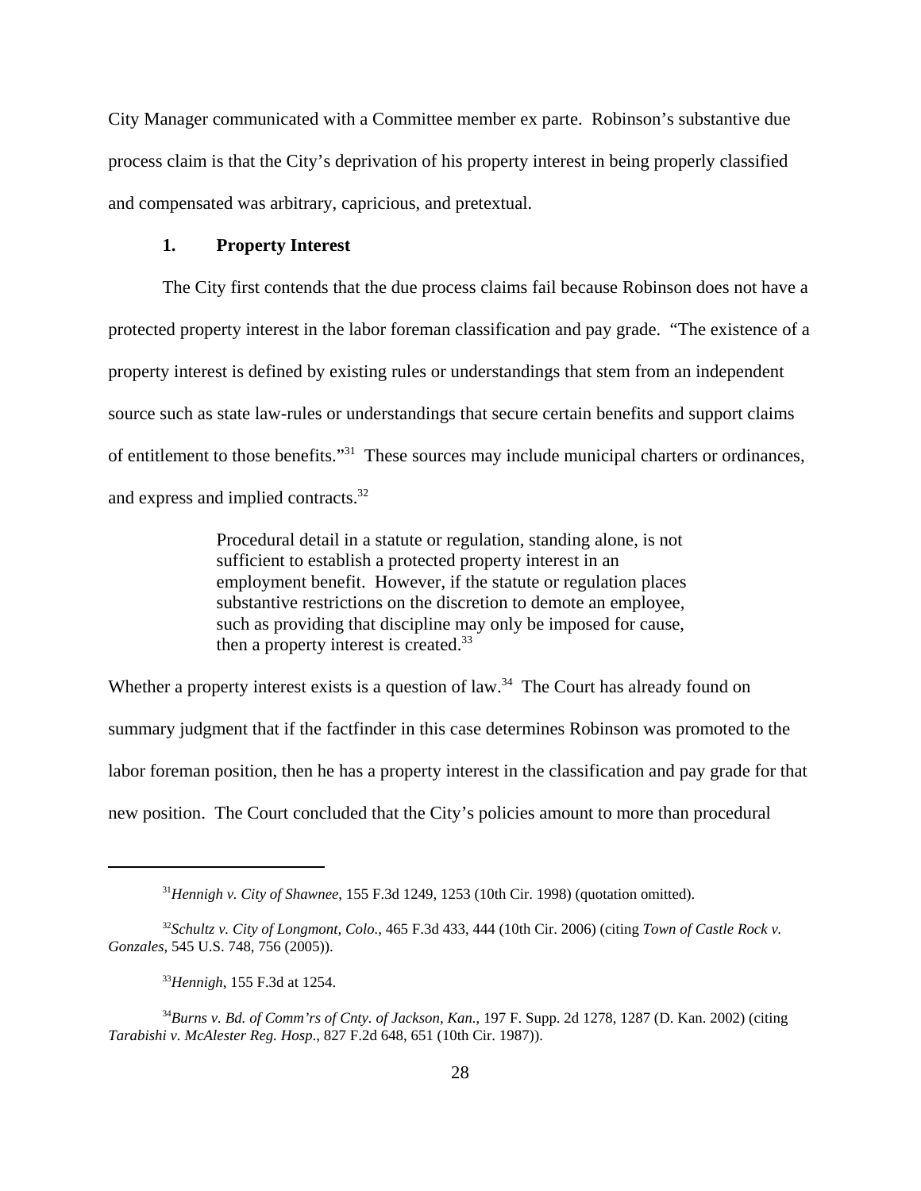City Manager communicated with a Committee member ex parte. Robinson's substantive due process claim is that the City's deprivation of his property interest in being properly classified and compensated was arbitrary, capricious, and pretextual.

### 1. Property Interest

The City first contends that the due process claims fail because Robinson does not have a protected property interest in the labor foreman classification and pay grade. "The existence of a property interest is defined by existing rules or understandings that stem from an independent source such as state law-rules or understandings that secure certain benefits and support claims of entitlement to those benefits."[31] These sources may include municipal charters or ordinances, and express and implied contracts.[32]

> Procedural detail in a statute or regulation, standing alone, is not sufficient to establish a protected property interest in an employment benefit. However, if the statute or regulation places substantive restrictions on the discretion to demote an employee, such as providing that discipline may only be imposed for cause, then a property interest is created.[33]

Whether a property interest exists is a question of law.[34] The Court has already found on summary judgment that if the factfinder in this case determines Robinson was promoted to the labor foreman position, then he has a property interest in the classification and pay grade for that new position. The Court concluded that the City's policies amount to more than procedural

---

[31] *Hennigh v. City of Shawnee*, 155 F.3d 1249, 1253 (10th Cir. 1998) (quotation omitted).

[32] *Schultz v. City of Longmont, Colo.*, 465 F.3d 433, 444 (10th Cir. 2006) (citing *Town of Castle Rock v. Gonzales*, 545 U.S. 748, 756 (2005)).

[33] *Hennigh*, 155 F.3d at 1254.

[34] *Burns v. Bd. of Comm'rs of Cnty. of Jackson, Kan.*, 197 F. Supp. 2d 1278, 1287 (D. Kan. 2002) (citing *Tarabishi v. McAlester Reg. Hosp.*, 827 F.2d 648, 651 (10th Cir. 1987)).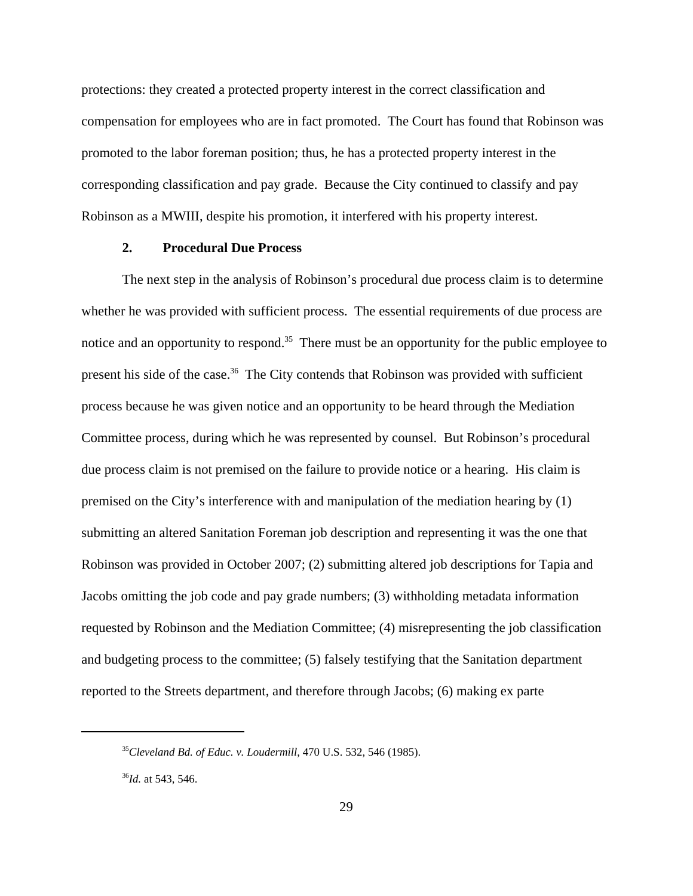protections: they created a protected property interest in the correct classification and compensation for employees who are in fact promoted. The Court has found that Robinson was promoted to the labor foreman position; thus, he has a protected property interest in the corresponding classification and pay grade. Because the City continued to classify and pay Robinson as a MWIII, despite his promotion, it interfered with his property interest.

### 2. Procedural Due Process

The next step in the analysis of Robinson's procedural due process claim is to determine whether he was provided with sufficient process. The essential requirements of due process are notice and an opportunity to respond.[35] There must be an opportunity for the public employee to present his side of the case.[36] The City contends that Robinson was provided with sufficient process because he was given notice and an opportunity to be heard through the Mediation Committee process, during which he was represented by counsel. But Robinson's procedural due process claim is not premised on the failure to provide notice or a hearing. His claim is premised on the City's interference with and manipulation of the mediation hearing by (1) submitting an altered Sanitation Foreman job description and representing it was the one that Robinson was provided in October 2007; (2) submitting altered job descriptions for Tapia and Jacobs omitting the job code and pay grade numbers; (3) withholding metadata information requested by Robinson and the Mediation Committee; (4) misrepresenting the job classification and budgeting process to the committee; (5) falsely testifying that the Sanitation department reported to the Streets department, and therefore through Jacobs; (6) making ex parte

[35] *Cleveland Bd. of Educ. v. Loudermill*, 470 U.S. 532, 546 (1985).

[36] *Id.* at 543, 546.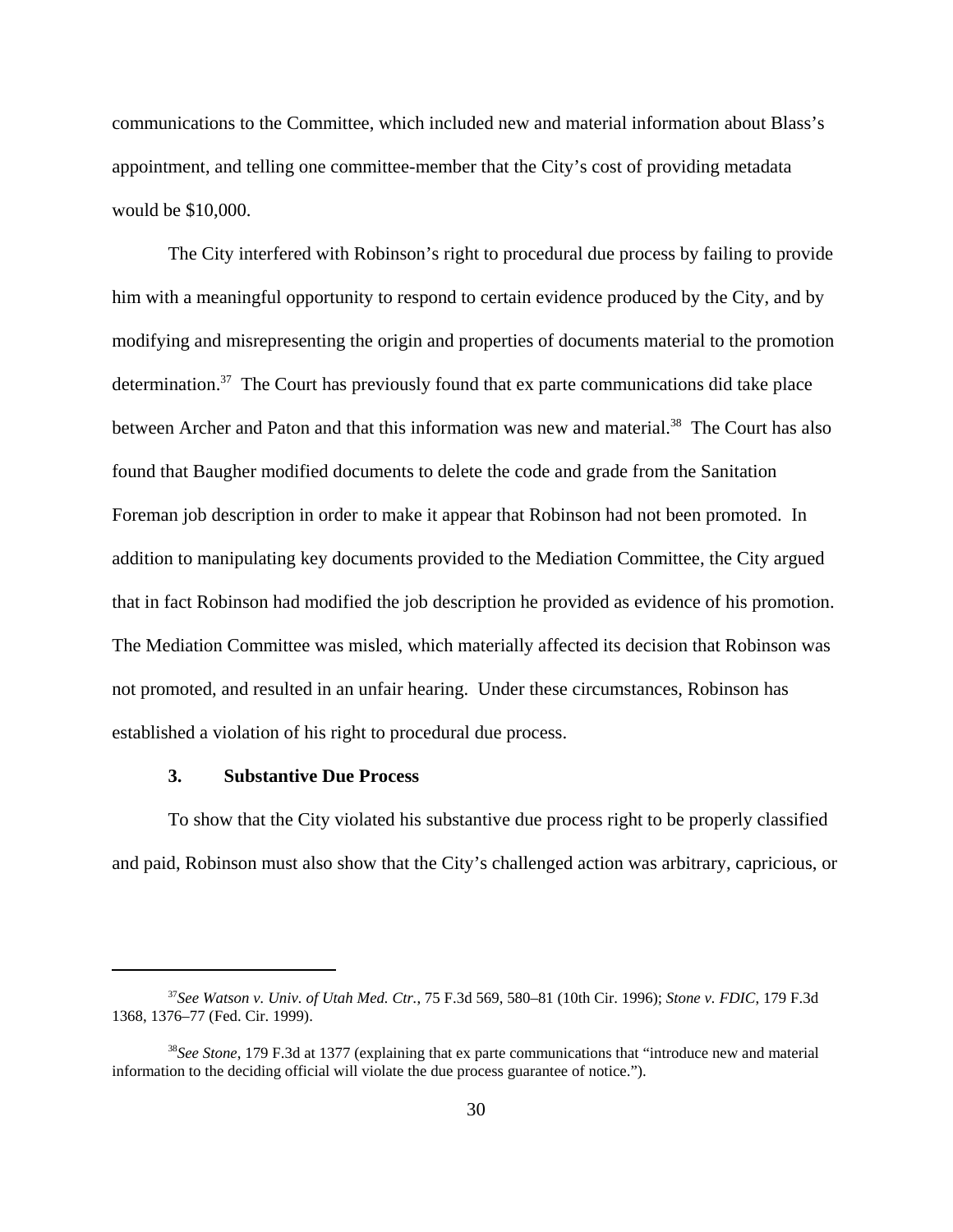communications to the Committee, which included new and material information about Blass's appointment, and telling one committee-member that the City's cost of providing metadata would be $10,000.

The City interfered with Robinson's right to procedural due process by failing to provide him with a meaningful opportunity to respond to certain evidence produced by the City, and by modifying and misrepresenting the origin and properties of documents material to the promotion determination.[37] The Court has previously found that ex parte communications did take place between Archer and Paton and that this information was new and material.[38] The Court has also found that Baugher modified documents to delete the code and grade from the Sanitation Foreman job description in order to make it appear that Robinson had not been promoted. In addition to manipulating key documents provided to the Mediation Committee, the City argued that in fact Robinson had modified the job description he provided as evidence of his promotion. The Mediation Committee was misled, which materially affected its decision that Robinson was not promoted, and resulted in an unfair hearing. Under these circumstances, Robinson has established a violation of his right to procedural due process.

### 3. Substantive Due Process

To show that the City violated his substantive due process right to be properly classified and paid, Robinson must also show that the City's challenged action was arbitrary, capricious, or

---

[37]*See Watson v. Univ. of Utah Med. Ctr.*, 75 F.3d 569, 580–81 (10th Cir. 1996); *Stone v. FDIC*, 179 F.3d 1368, 1376–77 (Fed. Cir. 1999).

[38]*See Stone*, 179 F.3d at 1377 (explaining that ex parte communications that "introduce new and material information to the deciding official will violate the due process guarantee of notice.").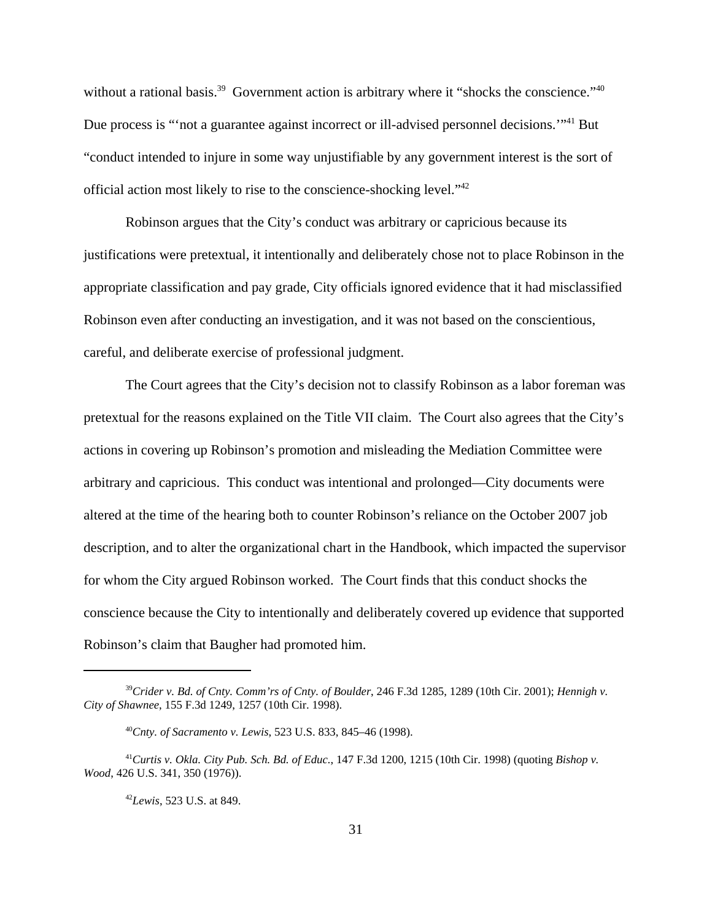without a rational basis.[39] Government action is arbitrary where it "shocks the conscience."[40] Due process is "'not a guarantee against incorrect or ill-advised personnel decisions.'"[41] But "conduct intended to injure in some way unjustifiable by any government interest is the sort of official action most likely to rise to the conscience-shocking level."[42]

Robinson argues that the City's conduct was arbitrary or capricious because its justifications were pretextual, it intentionally and deliberately chose not to place Robinson in the appropriate classification and pay grade, City officials ignored evidence that it had misclassified Robinson even after conducting an investigation, and it was not based on the conscientious, careful, and deliberate exercise of professional judgment.

The Court agrees that the City's decision not to classify Robinson as a labor foreman was pretextual for the reasons explained on the Title VII claim. The Court also agrees that the City's actions in covering up Robinson's promotion and misleading the Mediation Committee were arbitrary and capricious. This conduct was intentional and prolonged—City documents were altered at the time of the hearing both to counter Robinson's reliance on the October 2007 job description, and to alter the organizational chart in the Handbook, which impacted the supervisor for whom the City argued Robinson worked. The Court finds that this conduct shocks the conscience because the City to intentionally and deliberately covered up evidence that supported Robinson's claim that Baugher had promoted him.

---

[39] *Crider v. Bd. of Cnty. Comm'rs of Cnty. of Boulder*, 246 F.3d 1285, 1289 (10th Cir. 2001); *Hennigh v. City of Shawnee*, 155 F.3d 1249, 1257 (10th Cir. 1998).

[40] *Cnty. of Sacramento v. Lewis*, 523 U.S. 833, 845–46 (1998).

[41] *Curtis v. Okla. City Pub. Sch. Bd. of Educ.*, 147 F.3d 1200, 1215 (10th Cir. 1998) (quoting *Bishop v. Wood*, 426 U.S. 341, 350 (1976)).

[42] *Lewis*, 523 U.S. at 849.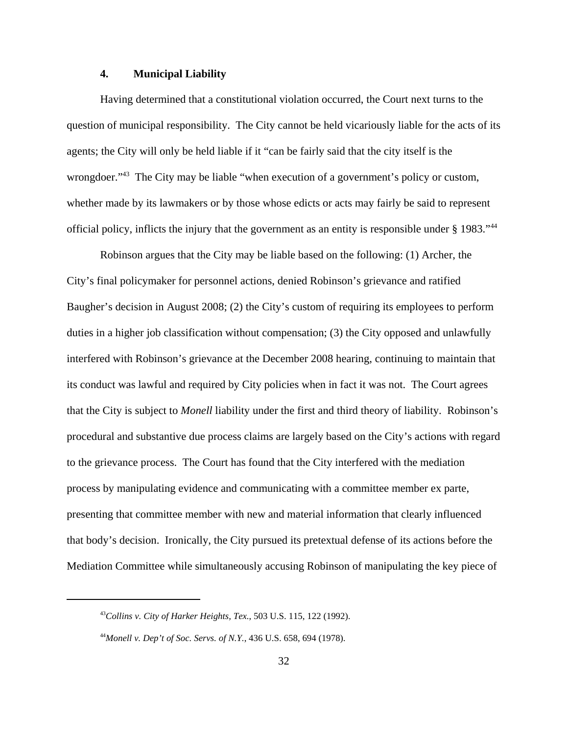#### 4. Municipal Liability

Having determined that a constitutional violation occurred, the Court next turns to the question of municipal responsibility. The City cannot be held vicariously liable for the acts of its agents; the City will only be held liable if it "can be fairly said that the city itself is the wrongdoer."[43] The City may be liable "when execution of a government's policy or custom, whether made by its lawmakers or by those whose edicts or acts may fairly be said to represent official policy, inflicts the injury that the government as an entity is responsible under § 1983."[44]

Robinson argues that the City may be liable based on the following: (1) Archer, the City's final policymaker for personnel actions, denied Robinson's grievance and ratified Baugher's decision in August 2008; (2) the City's custom of requiring its employees to perform duties in a higher job classification without compensation; (3) the City opposed and unlawfully interfered with Robinson's grievance at the December 2008 hearing, continuing to maintain that its conduct was lawful and required by City policies when in fact it was not. The Court agrees that the City is subject to *Monell* liability under the first and third theory of liability. Robinson's procedural and substantive due process claims are largely based on the City's actions with regard to the grievance process. The Court has found that the City interfered with the mediation process by manipulating evidence and communicating with a committee member ex parte, presenting that committee member with new and material information that clearly influenced that body's decision. Ironically, the City pursued its pretextual defense of its actions before the Mediation Committee while simultaneously accusing Robinson of manipulating the key piece of

---

[43] *Collins v. City of Harker Heights, Tex.*, 503 U.S. 115, 122 (1992).

[44] *Monell v. Dep't of Soc. Servs. of N.Y.*, 436 U.S. 658, 694 (1978).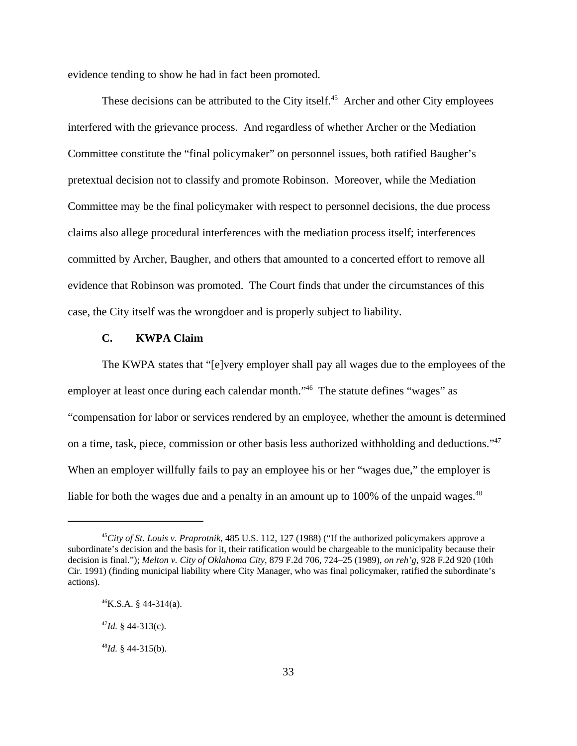evidence tending to show he had in fact been promoted.

These decisions can be attributed to the City itself.[45] Archer and other City employees interfered with the grievance process. And regardless of whether Archer or the Mediation Committee constitute the "final policymaker" on personnel issues, both ratified Baugher's pretextual decision not to classify and promote Robinson. Moreover, while the Mediation Committee may be the final policymaker with respect to personnel decisions, the due process claims also allege procedural interferences with the mediation process itself; interferences committed by Archer, Baugher, and others that amounted to a concerted effort to remove all evidence that Robinson was promoted. The Court finds that under the circumstances of this case, the City itself was the wrongdoer and is properly subject to liability.

### C. KWPA Claim

The KWPA states that "[e]very employer shall pay all wages due to the employees of the employer at least once during each calendar month."[46] The statute defines "wages" as "compensation for labor or services rendered by an employee, whether the amount is determined on a time, task, piece, commission or other basis less authorized withholding and deductions."[47] When an employer willfully fails to pay an employee his or her "wages due," the employer is liable for both the wages due and a penalty in an amount up to 100% of the unpaid wages.[48]

---

[45]*City of St. Louis v. Praprotnik*, 485 U.S. 112, 127 (1988) ("If the authorized policymakers approve a subordinate's decision and the basis for it, their ratification would be chargeable to the municipality because their decision is final."); *Melton v. City of Oklahoma City*, 879 F.2d 706, 724–25 (1989), *on reh'g*, 928 F.2d 920 (10th Cir. 1991) (finding municipal liability where City Manager, who was final policymaker, ratified the subordinate's actions).

[46]K.S.A. § 44-314(a).

[47]*Id.* § 44-313(c).

[48]*Id.* § 44-315(b).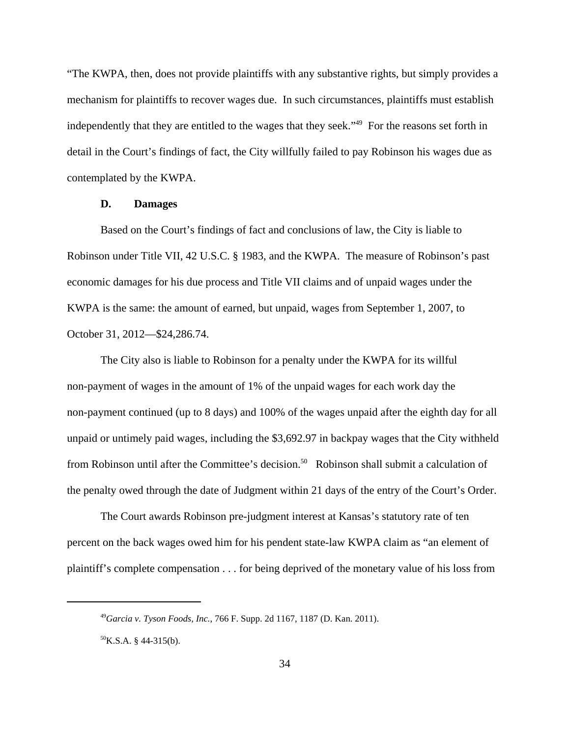"The KWPA, then, does not provide plaintiffs with any substantive rights, but simply provides a mechanism for plaintiffs to recover wages due. In such circumstances, plaintiffs must establish independently that they are entitled to the wages that they seek."[49] For the reasons set forth in detail in the Court's findings of fact, the City willfully failed to pay Robinson his wages due as contemplated by the KWPA.

**D. Damages**

Based on the Court's findings of fact and conclusions of law, the City is liable to Robinson under Title VII, 42 U.S.C. § 1983, and the KWPA. The measure of Robinson's past economic damages for his due process and Title VII claims and of unpaid wages under the KWPA is the same: the amount of earned, but unpaid, wages from September 1, 2007, to October 31, 2012—$24,286.74.

The City also is liable to Robinson for a penalty under the KWPA for its willful non-payment of wages in the amount of 1% of the unpaid wages for each work day the non-payment continued (up to 8 days) and 100% of the wages unpaid after the eighth day for all unpaid or untimely paid wages, including the $3,692.97 in backpay wages that the City withheld from Robinson until after the Committee's decision.[50] Robinson shall submit a calculation of the penalty owed through the date of Judgment within 21 days of the entry of the Court's Order.

The Court awards Robinson pre-judgment interest at Kansas's statutory rate of ten percent on the back wages owed him for his pendent state-law KWPA claim as "an element of plaintiff's complete compensation . . . for being deprived of the monetary value of his loss from

---

[49] *Garcia v. Tyson Foods, Inc.*, 766 F. Supp. 2d 1167, 1187 (D. Kan. 2011).

[50] K.S.A. § 44-315(b).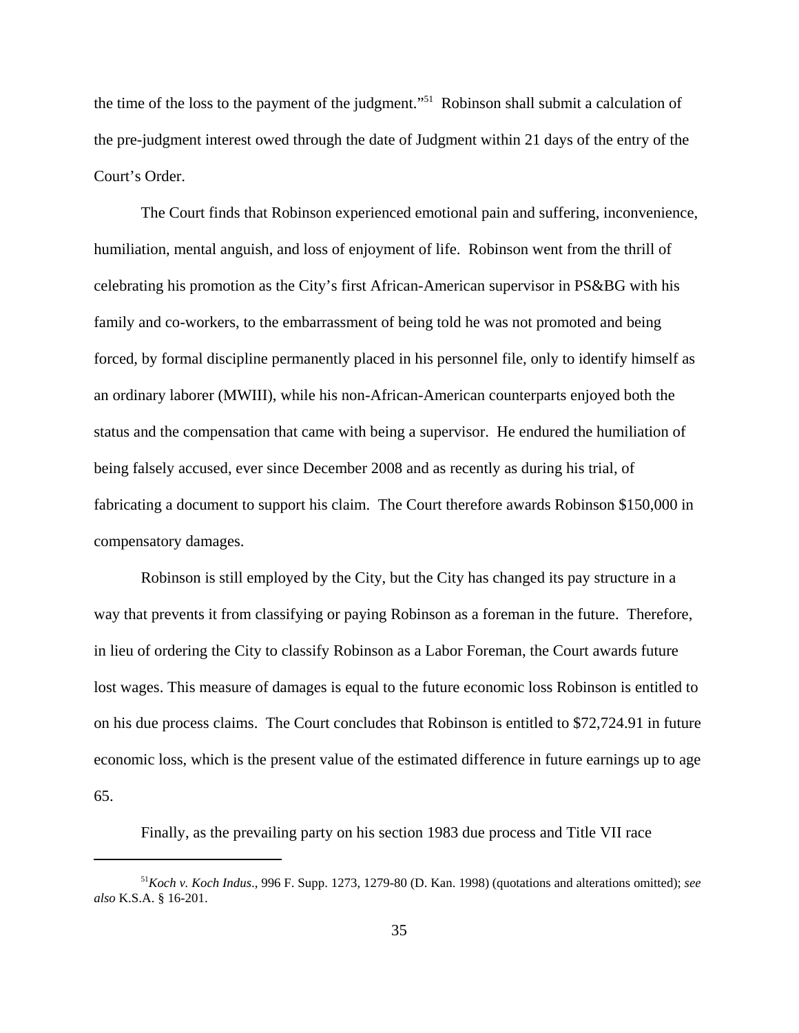the time of the loss to the payment of the judgment."[51] Robinson shall submit a calculation of the pre-judgment interest owed through the date of Judgment within 21 days of the entry of the Court's Order.

The Court finds that Robinson experienced emotional pain and suffering, inconvenience, humiliation, mental anguish, and loss of enjoyment of life. Robinson went from the thrill of celebrating his promotion as the City's first African-American supervisor in PS&BG with his family and co-workers, to the embarrassment of being told he was not promoted and being forced, by formal discipline permanently placed in his personnel file, only to identify himself as an ordinary laborer (MWIII), while his non-African-American counterparts enjoyed both the status and the compensation that came with being a supervisor. He endured the humiliation of being falsely accused, ever since December 2008 and as recently as during his trial, of fabricating a document to support his claim. The Court therefore awards Robinson $150,000 in compensatory damages.

Robinson is still employed by the City, but the City has changed its pay structure in a way that prevents it from classifying or paying Robinson as a foreman in the future. Therefore, in lieu of ordering the City to classify Robinson as a Labor Foreman, the Court awards future lost wages. This measure of damages is equal to the future economic loss Robinson is entitled to on his due process claims. The Court concludes that Robinson is entitled to $72,724.91 in future economic loss, which is the present value of the estimated difference in future earnings up to age 65.

Finally, as the prevailing party on his section 1983 due process and Title VII race

---

[51]*Koch v. Koch Indus.*, 996 F. Supp. 1273, 1279-80 (D. Kan. 1998) (quotations and alterations omitted); *see also* K.S.A. § 16-201.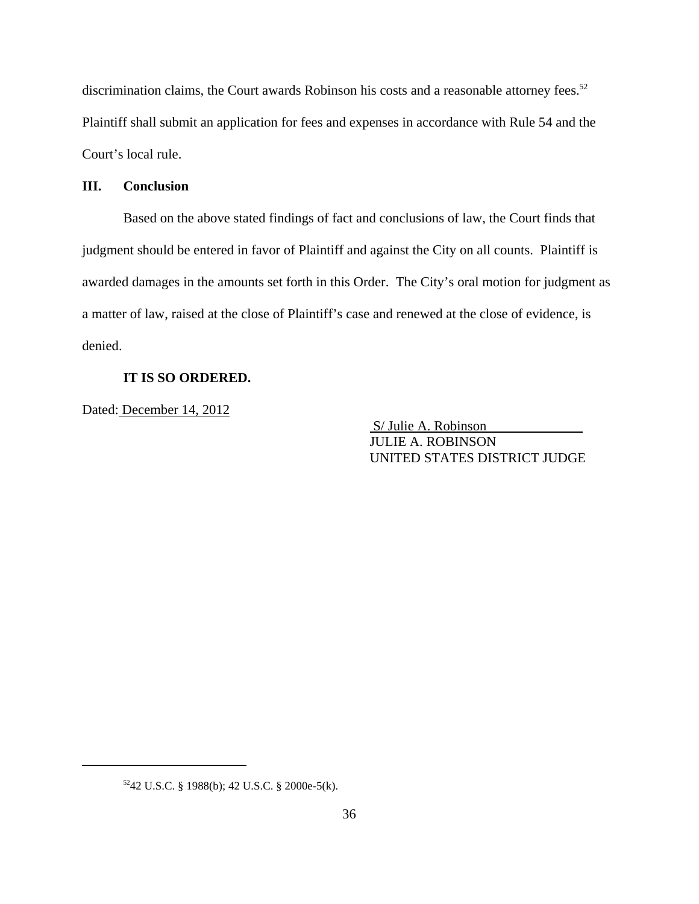discrimination claims, the Court awards Robinson his costs and a reasonable attorney fees.[52] Plaintiff shall submit an application for fees and expenses in accordance with Rule 54 and the Court's local rule.

## III. Conclusion

Based on the above stated findings of fact and conclusions of law, the Court finds that judgment should be entered in favor of Plaintiff and against the City on all counts. Plaintiff is awarded damages in the amounts set forth in this Order. The City's oral motion for judgment as a matter of law, raised at the close of Plaintiff's case and renewed at the close of evidence, is denied.

**IT IS SO ORDERED.**

Dated: December 14, 2012

S/ Julie A. Robinson
JULIE A. ROBINSON
UNITED STATES DISTRICT JUDGE

---

[52] 42 U.S.C. § 1988(b); 42 U.S.C. § 2000e-5(k).